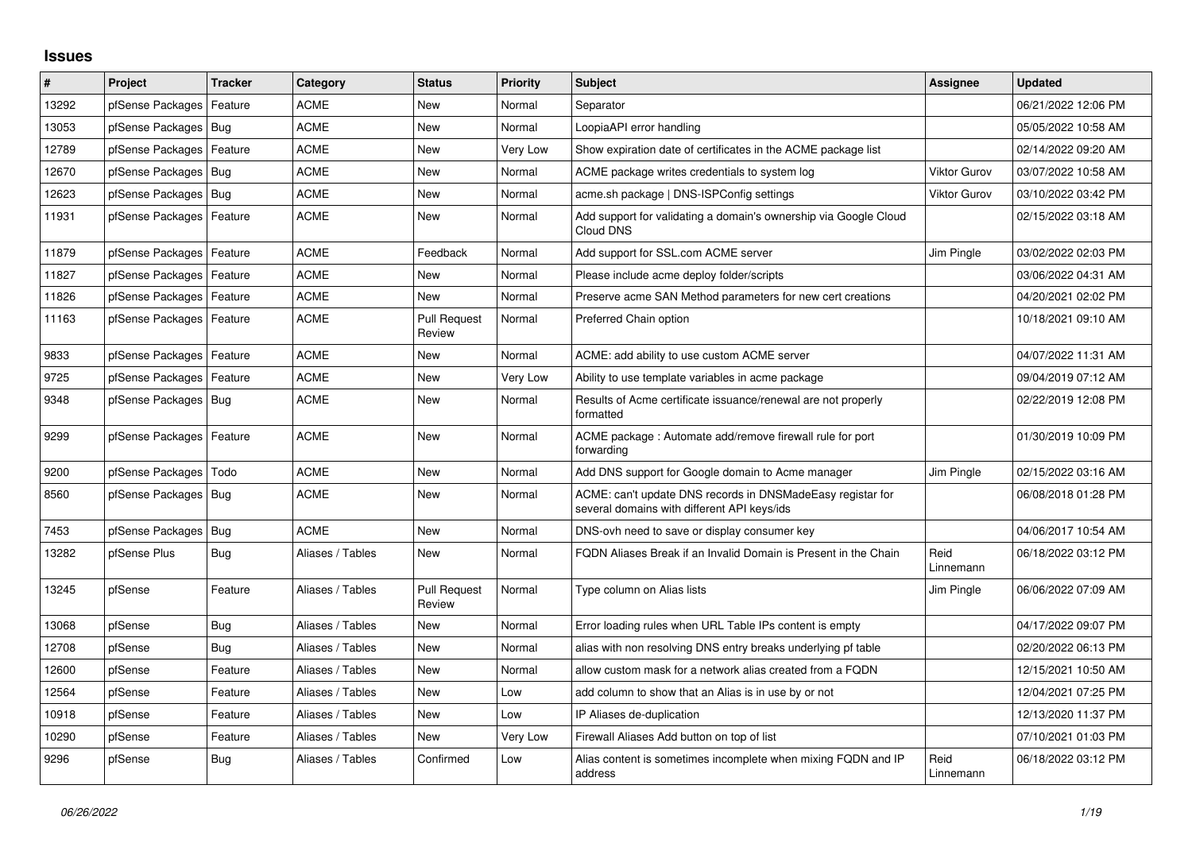## Issues

| # | Project | Tracker | Category | Status | Priority | Subject | Assignee | Updated |
|---|---|---|---|---|---|---|---|---|
| 13292 | pfSense Packages | Feature | ACME | New | Normal | Separator | | 06/21/2022 12:06 PM |
| 13053 | pfSense Packages | Bug | ACME | New | Normal | LoopiaAPI error handling | | 05/05/2022 10:58 AM |
| 12789 | pfSense Packages | Feature | ACME | New | Very Low | Show expiration date of certificates in the ACME package list | | 02/14/2022 09:20 AM |
| 12670 | pfSense Packages | Bug | ACME | New | Normal | ACME package writes credentials to system log | Viktor Gurov | 03/07/2022 10:58 AM |
| 12623 | pfSense Packages | Bug | ACME | New | Normal | acme.sh package \| DNS-ISPConfig settings | Viktor Gurov | 03/10/2022 03:42 PM |
| 11931 | pfSense Packages | Feature | ACME | New | Normal | Add support for validating a domain's ownership via Google Cloud Cloud DNS | | 02/15/2022 03:18 AM |
| 11879 | pfSense Packages | Feature | ACME | Feedback | Normal | Add support for SSL.com ACME server | Jim Pingle | 03/02/2022 02:03 PM |
| 11827 | pfSense Packages | Feature | ACME | New | Normal | Please include acme deploy folder/scripts | | 03/06/2022 04:31 AM |
| 11826 | pfSense Packages | Feature | ACME | New | Normal | Preserve acme SAN Method parameters for new cert creations | | 04/20/2021 02:02 PM |
| 11163 | pfSense Packages | Feature | ACME | Pull Request Review | Normal | Preferred Chain option | | 10/18/2021 09:10 AM |
| 9833 | pfSense Packages | Feature | ACME | New | Normal | ACME: add ability to use custom ACME server | | 04/07/2022 11:31 AM |
| 9725 | pfSense Packages | Feature | ACME | New | Very Low | Ability to use template variables in acme package | | 09/04/2019 07:12 AM |
| 9348 | pfSense Packages | Bug | ACME | New | Normal | Results of Acme certificate issuance/renewal are not properly formatted | | 02/22/2019 12:08 PM |
| 9299 | pfSense Packages | Feature | ACME | New | Normal | ACME package : Automate add/remove firewall rule for port forwarding | | 01/30/2019 10:09 PM |
| 9200 | pfSense Packages | Todo | ACME | New | Normal | Add DNS support for Google domain to Acme manager | Jim Pingle | 02/15/2022 03:16 AM |
| 8560 | pfSense Packages | Bug | ACME | New | Normal | ACME: can't update DNS records in DNSMadeEasy registar for several domains with different API keys/ids | | 06/08/2018 01:28 PM |
| 7453 | pfSense Packages | Bug | ACME | New | Normal | DNS-ovh need to save or display consumer key | | 04/06/2017 10:54 AM |
| 13282 | pfSense Plus | Bug | Aliases / Tables | New | Normal | FQDN Aliases Break if an Invalid Domain is Present in the Chain | Reid Linnemann | 06/18/2022 03:12 PM |
| 13245 | pfSense | Feature | Aliases / Tables | Pull Request Review | Normal | Type column on Alias lists | Jim Pingle | 06/06/2022 07:09 AM |
| 13068 | pfSense | Bug | Aliases / Tables | New | Normal | Error loading rules when URL Table IPs content is empty | | 04/17/2022 09:07 PM |
| 12708 | pfSense | Bug | Aliases / Tables | New | Normal | alias with non resolving DNS entry breaks underlying pf table | | 02/20/2022 06:13 PM |
| 12600 | pfSense | Feature | Aliases / Tables | New | Normal | allow custom mask for a network alias created from a FQDN | | 12/15/2021 10:50 AM |
| 12564 | pfSense | Feature | Aliases / Tables | New | Low | add column to show that an Alias is in use by or not | | 12/04/2021 07:25 PM |
| 10918 | pfSense | Feature | Aliases / Tables | New | Low | IP Aliases de-duplication | | 12/13/2020 11:37 PM |
| 10290 | pfSense | Feature | Aliases / Tables | New | Very Low | Firewall Aliases Add button on top of list | | 07/10/2021 01:03 PM |
| 9296 | pfSense | Bug | Aliases / Tables | Confirmed | Low | Alias content is sometimes incomplete when mixing FQDN and IP address | Reid Linnemann | 06/18/2022 03:12 PM |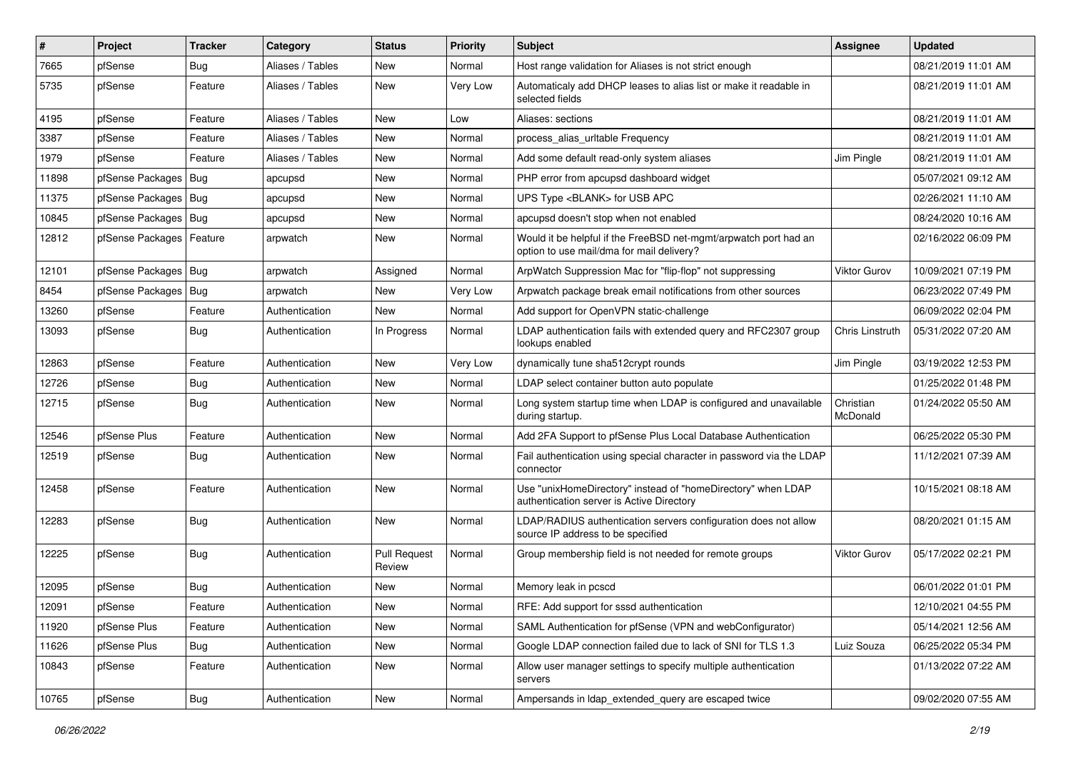| # | Project | Tracker | Category | Status | Priority | Subject | Assignee | Updated |
|---|---|---|---|---|---|---|---|---|
| 7665 | pfSense | Bug | Aliases / Tables | New | Normal | Host range validation for Aliases is not strict enough | | 08/21/2019 11:01 AM |
| 5735 | pfSense | Feature | Aliases / Tables | New | Very Low | Automaticaly add DHCP leases to alias list or make it readable in selected fields | | 08/21/2019 11:01 AM |
| 4195 | pfSense | Feature | Aliases / Tables | New | Low | Aliases: sections | | 08/21/2019 11:01 AM |
| 3387 | pfSense | Feature | Aliases / Tables | New | Normal | process_alias_urltable Frequency | | 08/21/2019 11:01 AM |
| 1979 | pfSense | Feature | Aliases / Tables | New | Normal | Add some default read-only system aliases | Jim Pingle | 08/21/2019 11:01 AM |
| 11898 | pfSense Packages | Bug | apcupsd | New | Normal | PHP error from apcupsd dashboard widget | | 05/07/2021 09:12 AM |
| 11375 | pfSense Packages | Bug | apcupsd | New | Normal | UPS Type <BLANK> for USB APC | | 02/26/2021 11:10 AM |
| 10845 | pfSense Packages | Bug | apcupsd | New | Normal | apcupsd doesn't stop when not enabled | | 08/24/2020 10:16 AM |
| 12812 | pfSense Packages | Feature | arpwatch | New | Normal | Would it be helpful if the FreeBSD net-mgmt/arpwatch port had an option to use mail/dma for mail delivery? | | 02/16/2022 06:09 PM |
| 12101 | pfSense Packages | Bug | arpwatch | Assigned | Normal | ArpWatch Suppression Mac for "flip-flop" not suppressing | Viktor Gurov | 10/09/2021 07:19 PM |
| 8454 | pfSense Packages | Bug | arpwatch | New | Very Low | Arpwatch package break email notifications from other sources | | 06/23/2022 07:49 PM |
| 13260 | pfSense | Feature | Authentication | New | Normal | Add support for OpenVPN static-challenge | | 06/09/2022 02:04 PM |
| 13093 | pfSense | Bug | Authentication | In Progress | Normal | LDAP authentication fails with extended query and RFC2307 group lookups enabled | Chris Linstruth | 05/31/2022 07:20 AM |
| 12863 | pfSense | Feature | Authentication | New | Very Low | dynamically tune sha512crypt rounds | Jim Pingle | 03/19/2022 12:53 PM |
| 12726 | pfSense | Bug | Authentication | New | Normal | LDAP select container button auto populate | | 01/25/2022 01:48 PM |
| 12715 | pfSense | Bug | Authentication | New | Normal | Long system startup time when LDAP is configured and unavailable during startup. | Christian McDonald | 01/24/2022 05:50 AM |
| 12546 | pfSense Plus | Feature | Authentication | New | Normal | Add 2FA Support to pfSense Plus Local Database Authentication | | 06/25/2022 05:30 PM |
| 12519 | pfSense | Bug | Authentication | New | Normal | Fail authentication using special character in password via the LDAP connector | | 11/12/2021 07:39 AM |
| 12458 | pfSense | Feature | Authentication | New | Normal | Use "unixHomeDirectory" instead of "homeDirectory" when LDAP authentication server is Active Directory | | 10/15/2021 08:18 AM |
| 12283 | pfSense | Bug | Authentication | New | Normal | LDAP/RADIUS authentication servers configuration does not allow source IP address to be specified | | 08/20/2021 01:15 AM |
| 12225 | pfSense | Bug | Authentication | Pull Request Review | Normal | Group membership field is not needed for remote groups | Viktor Gurov | 05/17/2022 02:21 PM |
| 12095 | pfSense | Bug | Authentication | New | Normal | Memory leak in pcscd | | 06/01/2022 01:01 PM |
| 12091 | pfSense | Feature | Authentication | New | Normal | RFE: Add support for sssd authentication | | 12/10/2021 04:55 PM |
| 11920 | pfSense Plus | Feature | Authentication | New | Normal | SAML Authentication for pfSense (VPN and webConfigurator) | | 05/14/2021 12:56 AM |
| 11626 | pfSense Plus | Bug | Authentication | New | Normal | Google LDAP connection failed due to lack of SNI for TLS 1.3 | Luiz Souza | 06/25/2022 05:34 PM |
| 10843 | pfSense | Feature | Authentication | New | Normal | Allow user manager settings to specify multiple authentication servers | | 01/13/2022 07:22 AM |
| 10765 | pfSense | Bug | Authentication | New | Normal | Ampersands in ldap_extended_query are escaped twice | | 09/02/2020 07:55 AM |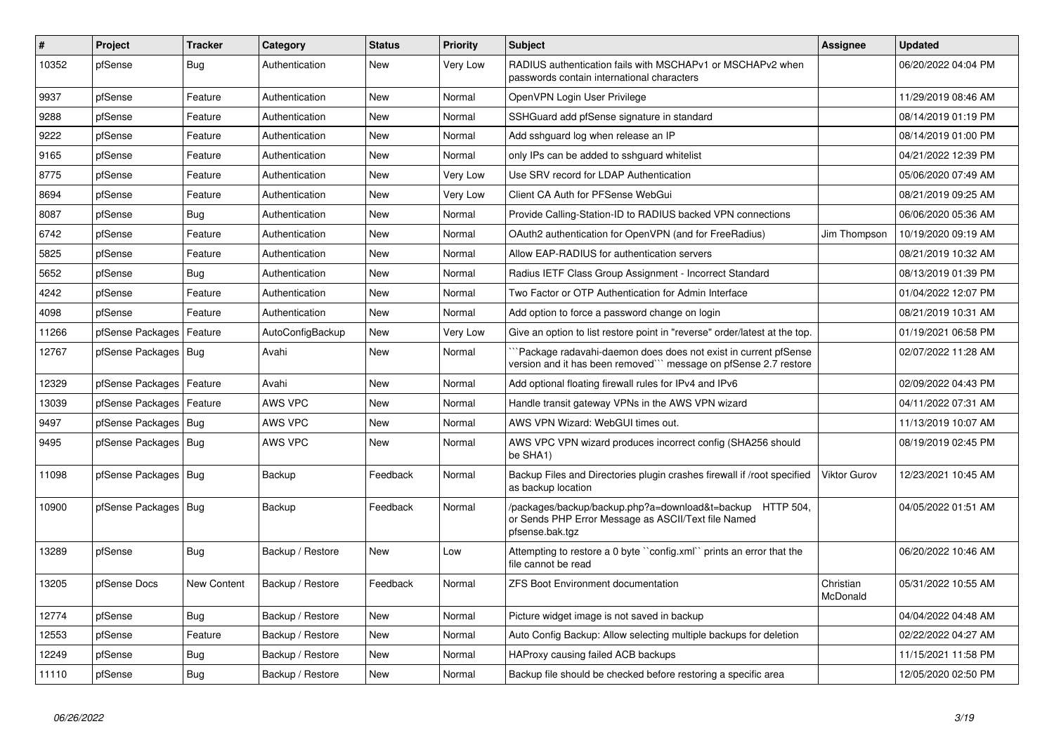| # | Project | Tracker | Category | Status | Priority | Subject | Assignee | Updated |
|---|---|---|---|---|---|---|---|---|
| 10352 | pfSense | Bug | Authentication | New | Very Low | RADIUS authentication fails with MSCHAPv1 or MSCHAPv2 when passwords contain international characters | | 06/20/2022 04:04 PM |
| 9937 | pfSense | Feature | Authentication | New | Normal | OpenVPN Login User Privilege | | 11/29/2019 08:46 AM |
| 9288 | pfSense | Feature | Authentication | New | Normal | SSHGuard add pfSense signature in standard | | 08/14/2019 01:19 PM |
| 9222 | pfSense | Feature | Authentication | New | Normal | Add sshguard log when release an IP | | 08/14/2019 01:00 PM |
| 9165 | pfSense | Feature | Authentication | New | Normal | only IPs can be added to sshguard whitelist | | 04/21/2022 12:39 PM |
| 8775 | pfSense | Feature | Authentication | New | Very Low | Use SRV record for LDAP Authentication | | 05/06/2020 07:49 AM |
| 8694 | pfSense | Feature | Authentication | New | Very Low | Client CA Auth for PFSense WebGui | | 08/21/2019 09:25 AM |
| 8087 | pfSense | Bug | Authentication | New | Normal | Provide Calling-Station-ID to RADIUS backed VPN connections | | 06/06/2020 05:36 AM |
| 6742 | pfSense | Feature | Authentication | New | Normal | OAuth2 authentication for OpenVPN (and for FreeRadius) | Jim Thompson | 10/19/2020 09:19 AM |
| 5825 | pfSense | Feature | Authentication | New | Normal | Allow EAP-RADIUS for authentication servers | | 08/21/2019 10:32 AM |
| 5652 | pfSense | Bug | Authentication | New | Normal | Radius IETF Class Group Assignment - Incorrect Standard | | 08/13/2019 01:39 PM |
| 4242 | pfSense | Feature | Authentication | New | Normal | Two Factor or OTP Authentication for Admin Interface | | 01/04/2022 12:07 PM |
| 4098 | pfSense | Feature | Authentication | New | Normal | Add option to force a password change on login | | 08/21/2019 10:31 AM |
| 11266 | pfSense Packages | Feature | AutoConfigBackup | New | Very Low | Give an option to list restore point in "reverse" order/latest at the top. | | 01/19/2021 06:58 PM |
| 12767 | pfSense Packages | Bug | Avahi | New | Normal | ```Package radavahi-daemon does does not exist in current pfSense version and it has been removed``` message on pfSense 2.7 restore | | 02/07/2022 11:28 AM |
| 12329 | pfSense Packages | Feature | Avahi | New | Normal | Add optional floating firewall rules for IPv4 and IPv6 | | 02/09/2022 04:43 PM |
| 13039 | pfSense Packages | Feature | AWS VPC | New | Normal | Handle transit gateway VPNs in the AWS VPN wizard | | 04/11/2022 07:31 AM |
| 9497 | pfSense Packages | Bug | AWS VPC | New | Normal | AWS VPN Wizard: WebGUI times out. | | 11/13/2019 10:07 AM |
| 9495 | pfSense Packages | Bug | AWS VPC | New | Normal | AWS VPC VPN wizard produces incorrect config (SHA256 should be SHA1) | | 08/19/2019 02:45 PM |
| 11098 | pfSense Packages | Bug | Backup | Feedback | Normal | Backup Files and Directories plugin crashes firewall if /root specified as backup location | Viktor Gurov | 12/23/2021 10:45 AM |
| 10900 | pfSense Packages | Bug | Backup | Feedback | Normal | /packages/backup/backup.php?a=download&t=backup HTTP 504, or Sends PHP Error Message as ASCII/Text file Named pfsense.bak.tgz | | 04/05/2022 01:51 AM |
| 13289 | pfSense | Bug | Backup / Restore | New | Low | Attempting to restore a 0 byte ``config.xml`` prints an error that the file cannot be read | | 06/20/2022 10:46 AM |
| 13205 | pfSense Docs | New Content | Backup / Restore | Feedback | Normal | ZFS Boot Environment documentation | Christian McDonald | 05/31/2022 10:55 AM |
| 12774 | pfSense | Bug | Backup / Restore | New | Normal | Picture widget image is not saved in backup | | 04/04/2022 04:48 AM |
| 12553 | pfSense | Feature | Backup / Restore | New | Normal | Auto Config Backup: Allow selecting multiple backups for deletion | | 02/22/2022 04:27 AM |
| 12249 | pfSense | Bug | Backup / Restore | New | Normal | HAProxy causing failed ACB backups | | 11/15/2021 11:58 PM |
| 11110 | pfSense | Bug | Backup / Restore | New | Normal | Backup file should be checked before restoring a specific area | | 12/05/2020 02:50 PM |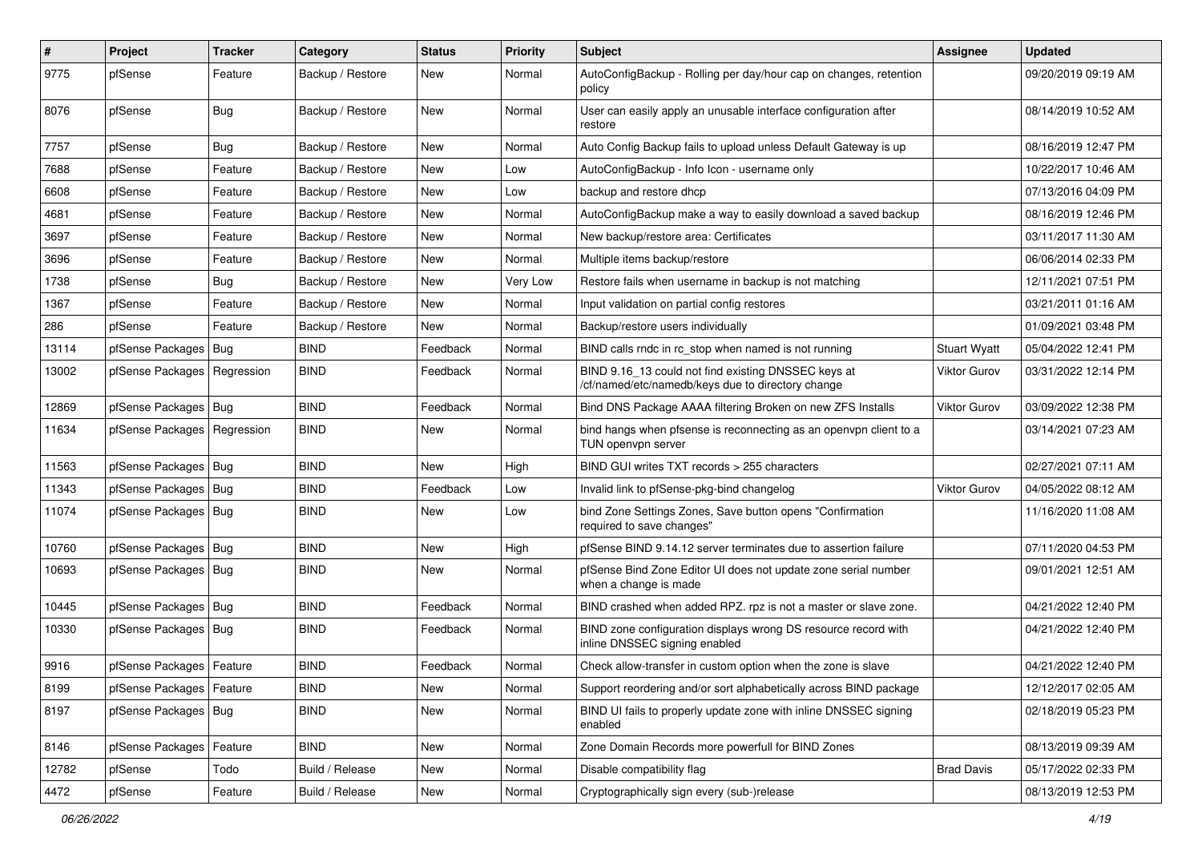| # | Project | Tracker | Category | Status | Priority | Subject | Assignee | Updated |
| --- | --- | --- | --- | --- | --- | --- | --- | --- |
| 9775 | pfSense | Feature | Backup / Restore | New | Normal | AutoConfigBackup - Rolling per day/hour cap on changes, retention policy | | 09/20/2019 09:19 AM |
| 8076 | pfSense | Bug | Backup / Restore | New | Normal | User can easily apply an unusable interface configuration after restore | | 08/14/2019 10:52 AM |
| 7757 | pfSense | Bug | Backup / Restore | New | Normal | Auto Config Backup fails to upload unless Default Gateway is up | | 08/16/2019 12:47 PM |
| 7688 | pfSense | Feature | Backup / Restore | New | Low | AutoConfigBackup - Info Icon - username only | | 10/22/2017 10:46 AM |
| 6608 | pfSense | Feature | Backup / Restore | New | Low | backup and restore dhcp | | 07/13/2016 04:09 PM |
| 4681 | pfSense | Feature | Backup / Restore | New | Normal | AutoConfigBackup make a way to easily download a saved backup | | 08/16/2019 12:46 PM |
| 3697 | pfSense | Feature | Backup / Restore | New | Normal | New backup/restore area: Certificates | | 03/11/2017 11:30 AM |
| 3696 | pfSense | Feature | Backup / Restore | New | Normal | Multiple items backup/restore | | 06/06/2014 02:33 PM |
| 1738 | pfSense | Bug | Backup / Restore | New | Very Low | Restore fails when username in backup is not matching | | 12/11/2021 07:51 PM |
| 1367 | pfSense | Feature | Backup / Restore | New | Normal | Input validation on partial config restores | | 03/21/2011 01:16 AM |
| 286 | pfSense | Feature | Backup / Restore | New | Normal | Backup/restore users individually | | 01/09/2021 03:48 PM |
| 13114 | pfSense Packages | Bug | BIND | Feedback | Normal | BIND calls rndc in rc_stop when named is not running | Stuart Wyatt | 05/04/2022 12:41 PM |
| 13002 | pfSense Packages | Regression | BIND | Feedback | Normal | BIND 9.16_13 could not find existing DNSSEC keys at /cf/named/etc/namedb/keys due to directory change | Viktor Gurov | 03/31/2022 12:14 PM |
| 12869 | pfSense Packages | Bug | BIND | Feedback | Normal | Bind DNS Package AAAA filtering Broken on new ZFS Installs | Viktor Gurov | 03/09/2022 12:38 PM |
| 11634 | pfSense Packages | Regression | BIND | New | Normal | bind hangs when pfsense is reconnecting as an openvpn client to a TUN openvpn server | | 03/14/2021 07:23 AM |
| 11563 | pfSense Packages | Bug | BIND | New | High | BIND GUI writes TXT records > 255 characters | | 02/27/2021 07:11 AM |
| 11343 | pfSense Packages | Bug | BIND | Feedback | Low | Invalid link to pfSense-pkg-bind changelog | Viktor Gurov | 04/05/2022 08:12 AM |
| 11074 | pfSense Packages | Bug | BIND | New | Low | bind Zone Settings Zones, Save button opens "Confirmation required to save changes" | | 11/16/2020 11:08 AM |
| 10760 | pfSense Packages | Bug | BIND | New | High | pfSense BIND 9.14.12 server terminates due to assertion failure | | 07/11/2020 04:53 PM |
| 10693 | pfSense Packages | Bug | BIND | New | Normal | pfSense Bind Zone Editor UI does not update zone serial number when a change is made | | 09/01/2021 12:51 AM |
| 10445 | pfSense Packages | Bug | BIND | Feedback | Normal | BIND crashed when added RPZ. rpz is not a master or slave zone. | | 04/21/2022 12:40 PM |
| 10330 | pfSense Packages | Bug | BIND | Feedback | Normal | BIND zone configuration displays wrong DS resource record with inline DNSSEC signing enabled | | 04/21/2022 12:40 PM |
| 9916 | pfSense Packages | Feature | BIND | Feedback | Normal | Check allow-transfer in custom option when the zone is slave | | 04/21/2022 12:40 PM |
| 8199 | pfSense Packages | Feature | BIND | New | Normal | Support reordering and/or sort alphabetically across BIND package | | 12/12/2017 02:05 AM |
| 8197 | pfSense Packages | Bug | BIND | New | Normal | BIND UI fails to properly update zone with inline DNSSEC signing enabled | | 02/18/2019 05:23 PM |
| 8146 | pfSense Packages | Feature | BIND | New | Normal | Zone Domain Records more powerfull for BIND Zones | | 08/13/2019 09:39 AM |
| 12782 | pfSense | Todo | Build / Release | New | Normal | Disable compatibility flag | Brad Davis | 05/17/2022 02:33 PM |
| 4472 | pfSense | Feature | Build / Release | New | Normal | Cryptographically sign every (sub-)release | | 08/13/2019 12:53 PM |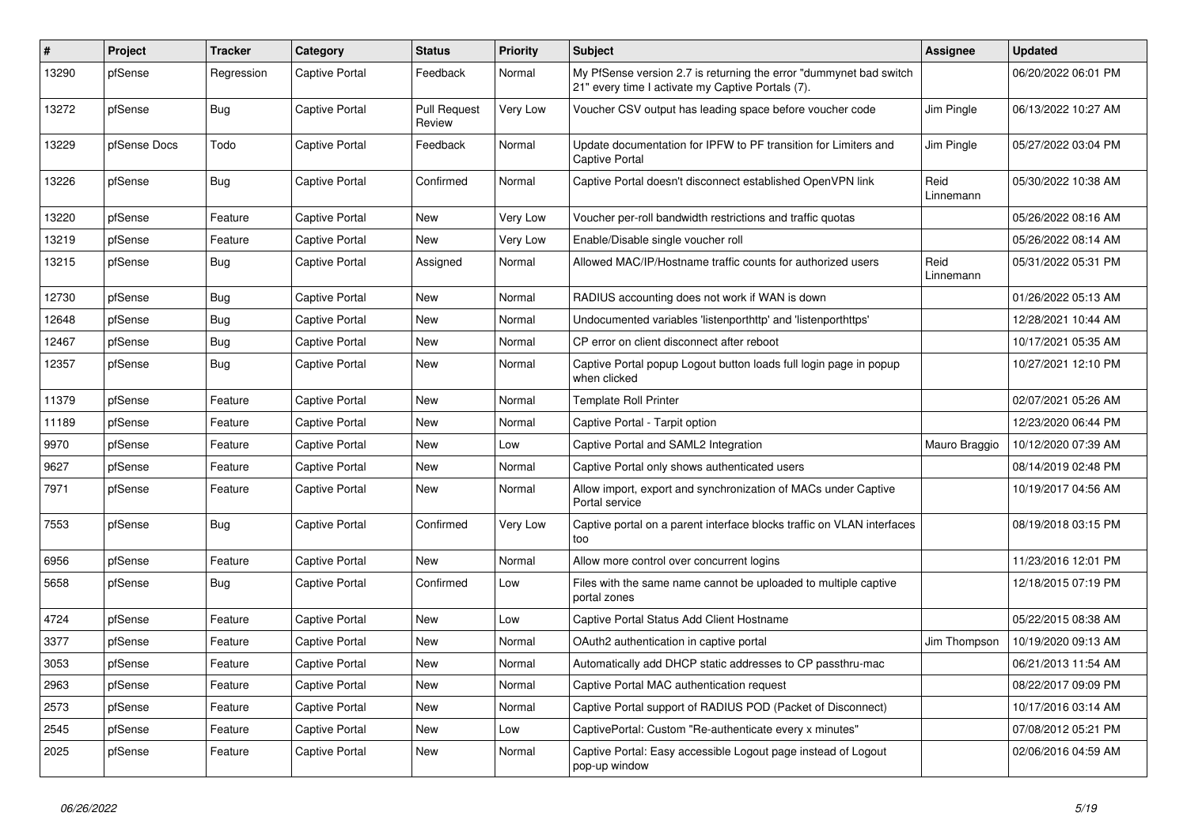| # | Project | Tracker | Category | Status | Priority | Subject | Assignee | Updated |
|---|---|---|---|---|---|---|---|---|
| 13290 | pfSense | Regression | Captive Portal | Feedback | Normal | My PfSense version 2.7 is returning the error "dummynet bad switch 21" every time I activate my Captive Portals (7). | | 06/20/2022 06:01 PM |
| 13272 | pfSense | Bug | Captive Portal | Pull Request Review | Very Low | Voucher CSV output has leading space before voucher code | Jim Pingle | 06/13/2022 10:27 AM |
| 13229 | pfSense Docs | Todo | Captive Portal | Feedback | Normal | Update documentation for IPFW to PF transition for Limiters and Captive Portal | Jim Pingle | 05/27/2022 03:04 PM |
| 13226 | pfSense | Bug | Captive Portal | Confirmed | Normal | Captive Portal doesn't disconnect established OpenVPN link | Reid Linnemann | 05/30/2022 10:38 AM |
| 13220 | pfSense | Feature | Captive Portal | New | Very Low | Voucher per-roll bandwidth restrictions and traffic quotas | | 05/26/2022 08:16 AM |
| 13219 | pfSense | Feature | Captive Portal | New | Very Low | Enable/Disable single voucher roll | | 05/26/2022 08:14 AM |
| 13215 | pfSense | Bug | Captive Portal | Assigned | Normal | Allowed MAC/IP/Hostname traffic counts for authorized users | Reid Linnemann | 05/31/2022 05:31 PM |
| 12730 | pfSense | Bug | Captive Portal | New | Normal | RADIUS accounting does not work if WAN is down | | 01/26/2022 05:13 AM |
| 12648 | pfSense | Bug | Captive Portal | New | Normal | Undocumented variables 'listenporthttp' and 'listenporthttps' | | 12/28/2021 10:44 AM |
| 12467 | pfSense | Bug | Captive Portal | New | Normal | CP error on client disconnect after reboot | | 10/17/2021 05:35 AM |
| 12357 | pfSense | Bug | Captive Portal | New | Normal | Captive Portal popup Logout button loads full login page in popup when clicked | | 10/27/2021 12:10 PM |
| 11379 | pfSense | Feature | Captive Portal | New | Normal | Template Roll Printer | | 02/07/2021 05:26 AM |
| 11189 | pfSense | Feature | Captive Portal | New | Normal | Captive Portal - Tarpit option | | 12/23/2020 06:44 PM |
| 9970 | pfSense | Feature | Captive Portal | New | Low | Captive Portal and SAML2 Integration | Mauro Braggio | 10/12/2020 07:39 AM |
| 9627 | pfSense | Feature | Captive Portal | New | Normal | Captive Portal only shows authenticated users | | 08/14/2019 02:48 PM |
| 7971 | pfSense | Feature | Captive Portal | New | Normal | Allow import, export and synchronization of MACs under Captive Portal service | | 10/19/2017 04:56 AM |
| 7553 | pfSense | Bug | Captive Portal | Confirmed | Very Low | Captive portal on a parent interface blocks traffic on VLAN interfaces too | | 08/19/2018 03:15 PM |
| 6956 | pfSense | Feature | Captive Portal | New | Normal | Allow more control over concurrent logins | | 11/23/2016 12:01 PM |
| 5658 | pfSense | Bug | Captive Portal | Confirmed | Low | Files with the same name cannot be uploaded to multiple captive portal zones | | 12/18/2015 07:19 PM |
| 4724 | pfSense | Feature | Captive Portal | New | Low | Captive Portal Status Add Client Hostname | | 05/22/2015 08:38 AM |
| 3377 | pfSense | Feature | Captive Portal | New | Normal | OAuth2 authentication in captive portal | Jim Thompson | 10/19/2020 09:13 AM |
| 3053 | pfSense | Feature | Captive Portal | New | Normal | Automatically add DHCP static addresses to CP passthru-mac | | 06/21/2013 11:54 AM |
| 2963 | pfSense | Feature | Captive Portal | New | Normal | Captive Portal MAC authentication request | | 08/22/2017 09:09 PM |
| 2573 | pfSense | Feature | Captive Portal | New | Normal | Captive Portal support of RADIUS POD (Packet of Disconnect) | | 10/17/2016 03:14 AM |
| 2545 | pfSense | Feature | Captive Portal | New | Low | CaptivePortal: Custom "Re-authenticate every x minutes" | | 07/08/2012 05:21 PM |
| 2025 | pfSense | Feature | Captive Portal | New | Normal | Captive Portal: Easy accessible Logout page instead of Logout pop-up window | | 02/06/2016 04:59 AM |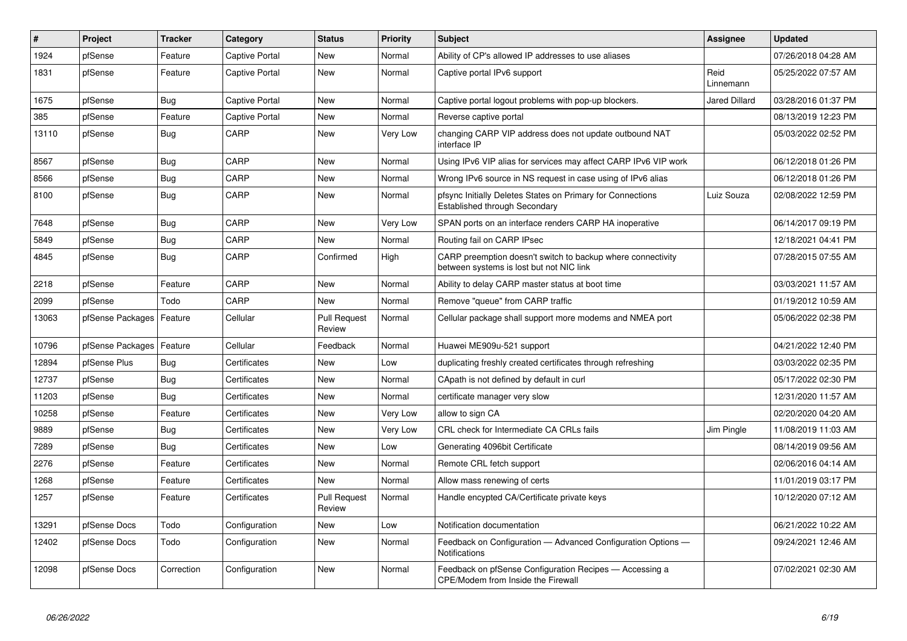| # | Project | Tracker | Category | Status | Priority | Subject | Assignee | Updated |
|---|---|---|---|---|---|---|---|---|
| 1924 | pfSense | Feature | Captive Portal | New | Normal | Ability of CP's allowed IP addresses to use aliases | | 07/26/2018 04:28 AM |
| 1831 | pfSense | Feature | Captive Portal | New | Normal | Captive portal IPv6 support | Reid Linnemann | 05/25/2022 07:57 AM |
| 1675 | pfSense | Bug | Captive Portal | New | Normal | Captive portal logout problems with pop-up blockers. | Jared Dillard | 03/28/2016 01:37 PM |
| 385 | pfSense | Feature | Captive Portal | New | Normal | Reverse captive portal | | 08/13/2019 12:23 PM |
| 13110 | pfSense | Bug | CARP | New | Very Low | changing CARP VIP address does not update outbound NAT interface IP | | 05/03/2022 02:52 PM |
| 8567 | pfSense | Bug | CARP | New | Normal | Using IPv6 VIP alias for services may affect CARP IPv6 VIP work | | 06/12/2018 01:26 PM |
| 8566 | pfSense | Bug | CARP | New | Normal | Wrong IPv6 source in NS request in case using of IPv6 alias | | 06/12/2018 01:26 PM |
| 8100 | pfSense | Bug | CARP | New | Normal | pfsync Initially Deletes States on Primary for Connections Established through Secondary | Luiz Souza | 02/08/2022 12:59 PM |
| 7648 | pfSense | Bug | CARP | New | Very Low | SPAN ports on an interface renders CARP HA inoperative | | 06/14/2017 09:19 PM |
| 5849 | pfSense | Bug | CARP | New | Normal | Routing fail on CARP IPsec | | 12/18/2021 04:41 PM |
| 4845 | pfSense | Bug | CARP | Confirmed | High | CARP preemption doesn't switch to backup where connectivity between systems is lost but not NIC link | | 07/28/2015 07:55 AM |
| 2218 | pfSense | Feature | CARP | New | Normal | Ability to delay CARP master status at boot time | | 03/03/2021 11:57 AM |
| 2099 | pfSense | Todo | CARP | New | Normal | Remove "queue" from CARP traffic | | 01/19/2012 10:59 AM |
| 13063 | pfSense Packages | Feature | Cellular | Pull Request Review | Normal | Cellular package shall support more modems and NMEA port | | 05/06/2022 02:38 PM |
| 10796 | pfSense Packages | Feature | Cellular | Feedback | Normal | Huawei ME909u-521 support | | 04/21/2022 12:40 PM |
| 12894 | pfSense Plus | Bug | Certificates | New | Low | duplicating freshly created certificates through refreshing | | 03/03/2022 02:35 PM |
| 12737 | pfSense | Bug | Certificates | New | Normal | CApath is not defined by default in curl | | 05/17/2022 02:30 PM |
| 11203 | pfSense | Bug | Certificates | New | Normal | certificate manager very slow | | 12/31/2020 11:57 AM |
| 10258 | pfSense | Feature | Certificates | New | Very Low | allow to sign CA | | 02/20/2020 04:20 AM |
| 9889 | pfSense | Bug | Certificates | New | Very Low | CRL check for Intermediate CA CRLs fails | Jim Pingle | 11/08/2019 11:03 AM |
| 7289 | pfSense | Bug | Certificates | New | Low | Generating 4096bit Certificate | | 08/14/2019 09:56 AM |
| 2276 | pfSense | Feature | Certificates | New | Normal | Remote CRL fetch support | | 02/06/2016 04:14 AM |
| 1268 | pfSense | Feature | Certificates | New | Normal | Allow mass renewing of certs | | 11/01/2019 03:17 PM |
| 1257 | pfSense | Feature | Certificates | Pull Request Review | Normal | Handle encypted CA/Certificate private keys | | 10/12/2020 07:12 AM |
| 13291 | pfSense Docs | Todo | Configuration | New | Low | Notification documentation | | 06/21/2022 10:22 AM |
| 12402 | pfSense Docs | Todo | Configuration | New | Normal | Feedback on Configuration — Advanced Configuration Options — Notifications | | 09/24/2021 12:46 AM |
| 12098 | pfSense Docs | Correction | Configuration | New | Normal | Feedback on pfSense Configuration Recipes — Accessing a CPE/Modem from Inside the Firewall | | 07/02/2021 02:30 AM |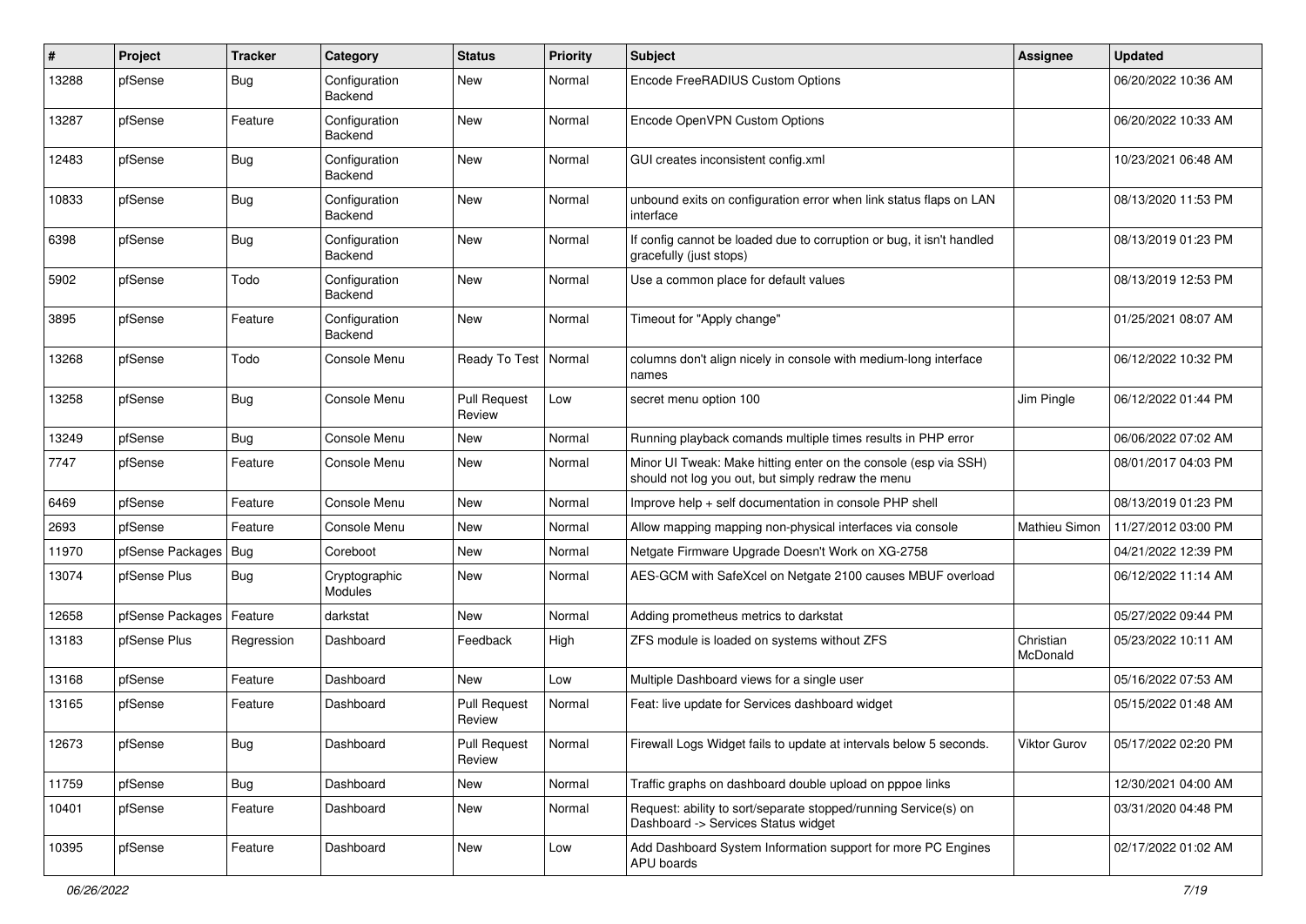| # | Project | Tracker | Category | Status | Priority | Subject | Assignee | Updated |
|---|---|---|---|---|---|---|---|---|
| 13288 | pfSense | Bug | Configuration Backend | New | Normal | Encode FreeRADIUS Custom Options | | 06/20/2022 10:36 AM |
| 13287 | pfSense | Feature | Configuration Backend | New | Normal | Encode OpenVPN Custom Options | | 06/20/2022 10:33 AM |
| 12483 | pfSense | Bug | Configuration Backend | New | Normal | GUI creates inconsistent config.xml | | 10/23/2021 06:48 AM |
| 10833 | pfSense | Bug | Configuration Backend | New | Normal | unbound exits on configuration error when link status flaps on LAN interface | | 08/13/2020 11:53 PM |
| 6398 | pfSense | Bug | Configuration Backend | New | Normal | If config cannot be loaded due to corruption or bug, it isn't handled gracefully (just stops) | | 08/13/2019 01:23 PM |
| 5902 | pfSense | Todo | Configuration Backend | New | Normal | Use a common place for default values | | 08/13/2019 12:53 PM |
| 3895 | pfSense | Feature | Configuration Backend | New | Normal | Timeout for "Apply change" | | 01/25/2021 08:07 AM |
| 13268 | pfSense | Todo | Console Menu | Ready To Test | Normal | columns don't align nicely in console with medium-long interface names | | 06/12/2022 10:32 PM |
| 13258 | pfSense | Bug | Console Menu | Pull Request Review | Low | secret menu option 100 | Jim Pingle | 06/12/2022 01:44 PM |
| 13249 | pfSense | Bug | Console Menu | New | Normal | Running playback comands multiple times results in PHP error | | 06/06/2022 07:02 AM |
| 7747 | pfSense | Feature | Console Menu | New | Normal | Minor UI Tweak: Make hitting enter on the console (esp via SSH) should not log you out, but simply redraw the menu | | 08/01/2017 04:03 PM |
| 6469 | pfSense | Feature | Console Menu | New | Normal | Improve help + self documentation in console PHP shell | | 08/13/2019 01:23 PM |
| 2693 | pfSense | Feature | Console Menu | New | Normal | Allow mapping mapping non-physical interfaces via console | Mathieu Simon | 11/27/2012 03:00 PM |
| 11970 | pfSense Packages | Bug | Coreboot | New | Normal | Netgate Firmware Upgrade Doesn't Work on XG-2758 | | 04/21/2022 12:39 PM |
| 13074 | pfSense Plus | Bug | Cryptographic Modules | New | Normal | AES-GCM with SafeXcel on Netgate 2100 causes MBUF overload | | 06/12/2022 11:14 AM |
| 12658 | pfSense Packages | Feature | darkstat | New | Normal | Adding prometheus metrics to darkstat | | 05/27/2022 09:44 PM |
| 13183 | pfSense Plus | Regression | Dashboard | Feedback | High | ZFS module is loaded on systems without ZFS | Christian McDonald | 05/23/2022 10:11 AM |
| 13168 | pfSense | Feature | Dashboard | New | Low | Multiple Dashboard views for a single user | | 05/16/2022 07:53 AM |
| 13165 | pfSense | Feature | Dashboard | Pull Request Review | Normal | Feat: live update for Services dashboard widget | | 05/15/2022 01:48 AM |
| 12673 | pfSense | Bug | Dashboard | Pull Request Review | Normal | Firewall Logs Widget fails to update at intervals below 5 seconds. | Viktor Gurov | 05/17/2022 02:20 PM |
| 11759 | pfSense | Bug | Dashboard | New | Normal | Traffic graphs on dashboard double upload on pppoe links | | 12/30/2021 04:00 AM |
| 10401 | pfSense | Feature | Dashboard | New | Normal | Request: ability to sort/separate stopped/running Service(s) on Dashboard -> Services Status widget | | 03/31/2020 04:48 PM |
| 10395 | pfSense | Feature | Dashboard | New | Low | Add Dashboard System Information support for more PC Engines APU boards | | 02/17/2022 01:02 AM |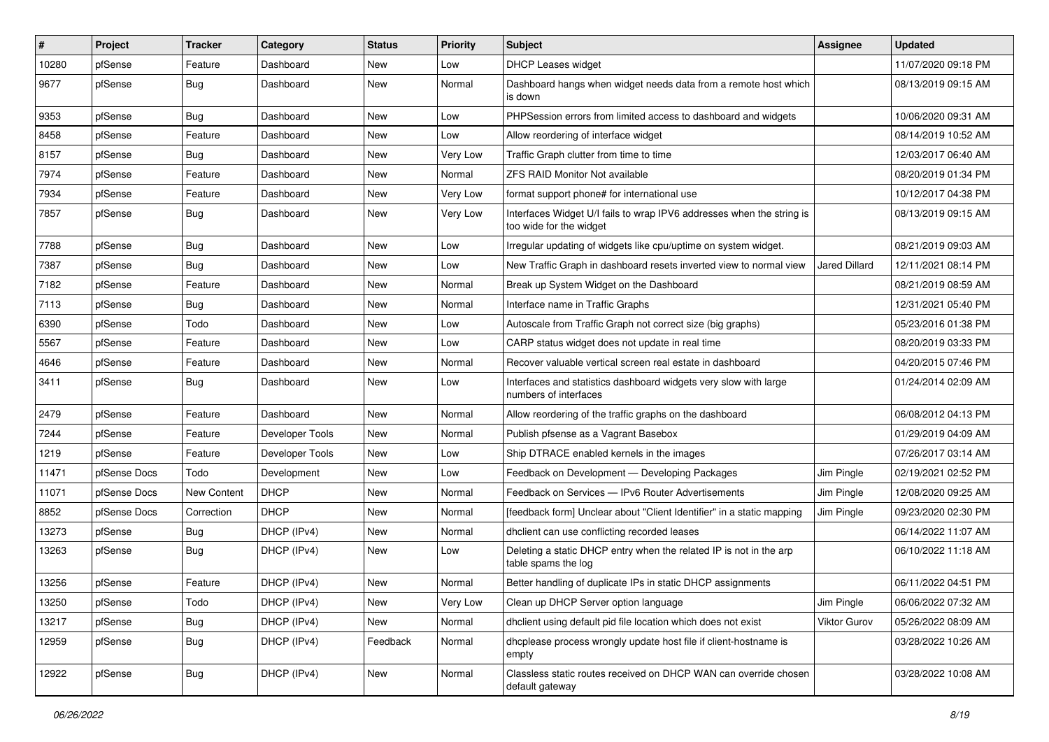| # | Project | Tracker | Category | Status | Priority | Subject | Assignee | Updated |
|---|---|---|---|---|---|---|---|---|
| 10280 | pfSense | Feature | Dashboard | New | Low | DHCP Leases widget | | 11/07/2020 09:18 PM |
| 9677 | pfSense | Bug | Dashboard | New | Normal | Dashboard hangs when widget needs data from a remote host which is down | | 08/13/2019 09:15 AM |
| 9353 | pfSense | Bug | Dashboard | New | Low | PHPSession errors from limited access to dashboard and widgets | | 10/06/2020 09:31 AM |
| 8458 | pfSense | Feature | Dashboard | New | Low | Allow reordering of interface widget | | 08/14/2019 10:52 AM |
| 8157 | pfSense | Bug | Dashboard | New | Very Low | Traffic Graph clutter from time to time | | 12/03/2017 06:40 AM |
| 7974 | pfSense | Feature | Dashboard | New | Normal | ZFS RAID Monitor Not available | | 08/20/2019 01:34 PM |
| 7934 | pfSense | Feature | Dashboard | New | Very Low | format support phone# for international use | | 10/12/2017 04:38 PM |
| 7857 | pfSense | Bug | Dashboard | New | Very Low | Interfaces Widget U/I fails to wrap IPV6 addresses when the string is too wide for the widget | | 08/13/2019 09:15 AM |
| 7788 | pfSense | Bug | Dashboard | New | Low | Irregular updating of widgets like cpu/uptime on system widget. | | 08/21/2019 09:03 AM |
| 7387 | pfSense | Bug | Dashboard | New | Low | New Traffic Graph in dashboard resets inverted view to normal view | Jared Dillard | 12/11/2021 08:14 PM |
| 7182 | pfSense | Feature | Dashboard | New | Normal | Break up System Widget on the Dashboard | | 08/21/2019 08:59 AM |
| 7113 | pfSense | Bug | Dashboard | New | Normal | Interface name in Traffic Graphs | | 12/31/2021 05:40 PM |
| 6390 | pfSense | Todo | Dashboard | New | Low | Autoscale from Traffic Graph not correct size (big graphs) | | 05/23/2016 01:38 PM |
| 5567 | pfSense | Feature | Dashboard | New | Low | CARP status widget does not update in real time | | 08/20/2019 03:33 PM |
| 4646 | pfSense | Feature | Dashboard | New | Normal | Recover valuable vertical screen real estate in dashboard | | 04/20/2015 07:46 PM |
| 3411 | pfSense | Bug | Dashboard | New | Low | Interfaces and statistics dashboard widgets very slow with large numbers of interfaces | | 01/24/2014 02:09 AM |
| 2479 | pfSense | Feature | Dashboard | New | Normal | Allow reordering of the traffic graphs on the dashboard | | 06/08/2012 04:13 PM |
| 7244 | pfSense | Feature | Developer Tools | New | Normal | Publish pfsense as a Vagrant Basebox | | 01/29/2019 04:09 AM |
| 1219 | pfSense | Feature | Developer Tools | New | Low | Ship DTRACE enabled kernels in the images | | 07/26/2017 03:14 AM |
| 11471 | pfSense Docs | Todo | Development | New | Low | Feedback on Development — Developing Packages | Jim Pingle | 02/19/2021 02:52 PM |
| 11071 | pfSense Docs | New Content | DHCP | New | Normal | Feedback on Services — IPv6 Router Advertisements | Jim Pingle | 12/08/2020 09:25 AM |
| 8852 | pfSense Docs | Correction | DHCP | New | Normal | [feedback form] Unclear about "Client Identifier" in a static mapping | Jim Pingle | 09/23/2020 02:30 PM |
| 13273 | pfSense | Bug | DHCP (IPv4) | New | Normal | dhclient can use conflicting recorded leases | | 06/14/2022 11:07 AM |
| 13263 | pfSense | Bug | DHCP (IPv4) | New | Low | Deleting a static DHCP entry when the related IP is not in the arp table spams the log | | 06/10/2022 11:18 AM |
| 13256 | pfSense | Feature | DHCP (IPv4) | New | Normal | Better handling of duplicate IPs in static DHCP assignments | | 06/11/2022 04:51 PM |
| 13250 | pfSense | Todo | DHCP (IPv4) | New | Very Low | Clean up DHCP Server option language | Jim Pingle | 06/06/2022 07:32 AM |
| 13217 | pfSense | Bug | DHCP (IPv4) | New | Normal | dhclient using default pid file location which does not exist | Viktor Gurov | 05/26/2022 08:09 AM |
| 12959 | pfSense | Bug | DHCP (IPv4) | Feedback | Normal | dhcplease process wrongly update host file if client-hostname is empty | | 03/28/2022 10:26 AM |
| 12922 | pfSense | Bug | DHCP (IPv4) | New | Normal | Classless static routes received on DHCP WAN can override chosen default gateway | | 03/28/2022 10:08 AM |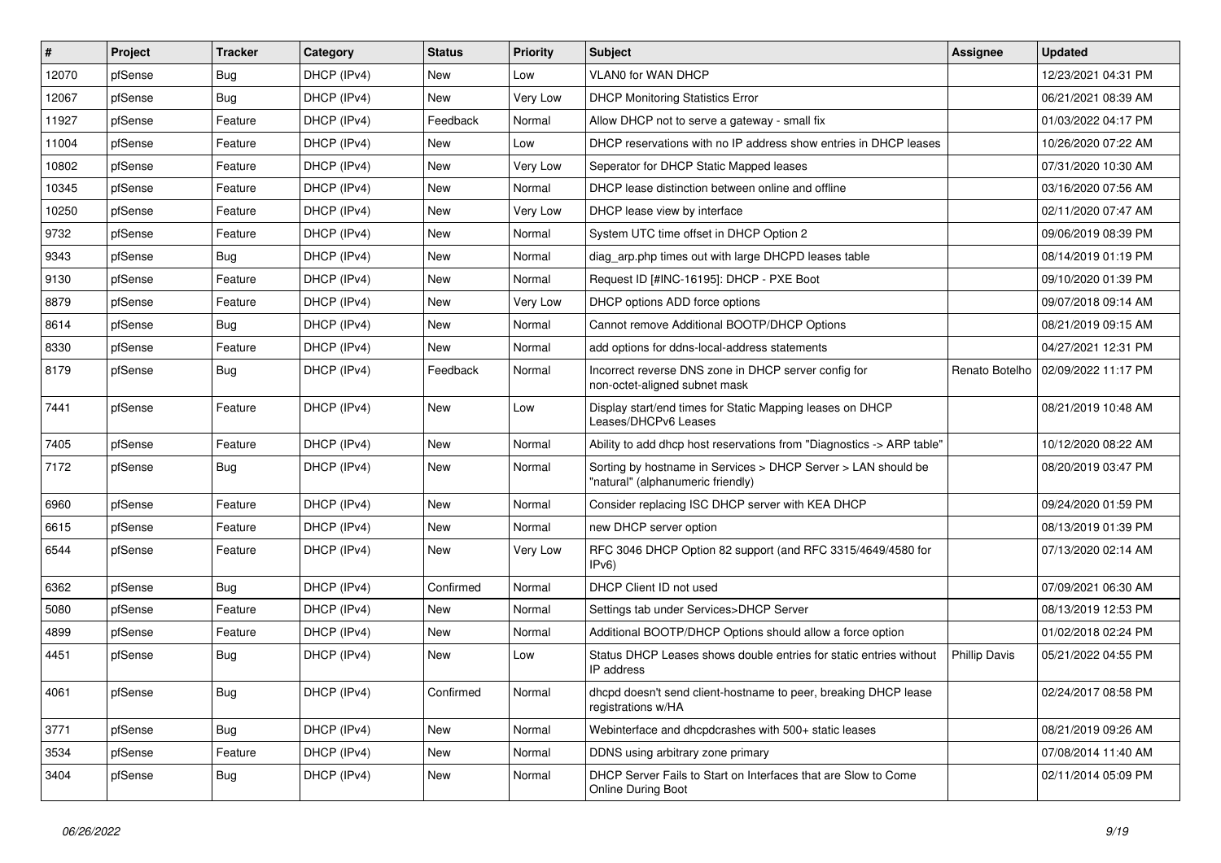| # | Project | Tracker | Category | Status | Priority | Subject | Assignee | Updated |
|---|---|---|---|---|---|---|---|---|
| 12070 | pfSense | Bug | DHCP (IPv4) | New | Low | VLAN0 for WAN DHCP | | 12/23/2021 04:31 PM |
| 12067 | pfSense | Bug | DHCP (IPv4) | New | Very Low | DHCP Monitoring Statistics Error | | 06/21/2021 08:39 AM |
| 11927 | pfSense | Feature | DHCP (IPv4) | Feedback | Normal | Allow DHCP not to serve a gateway - small fix | | 01/03/2022 04:17 PM |
| 11004 | pfSense | Feature | DHCP (IPv4) | New | Low | DHCP reservations with no IP address show entries in DHCP leases | | 10/26/2020 07:22 AM |
| 10802 | pfSense | Feature | DHCP (IPv4) | New | Very Low | Seperator for DHCP Static Mapped leases | | 07/31/2020 10:30 AM |
| 10345 | pfSense | Feature | DHCP (IPv4) | New | Normal | DHCP lease distinction between online and offline | | 03/16/2020 07:56 AM |
| 10250 | pfSense | Feature | DHCP (IPv4) | New | Very Low | DHCP lease view by interface | | 02/11/2020 07:47 AM |
| 9732 | pfSense | Feature | DHCP (IPv4) | New | Normal | System UTC time offset in DHCP Option 2 | | 09/06/2019 08:39 PM |
| 9343 | pfSense | Bug | DHCP (IPv4) | New | Normal | diag_arp.php times out with large DHCPD leases table | | 08/14/2019 01:19 PM |
| 9130 | pfSense | Feature | DHCP (IPv4) | New | Normal | Request ID [#INC-16195]: DHCP - PXE Boot | | 09/10/2020 01:39 PM |
| 8879 | pfSense | Feature | DHCP (IPv4) | New | Very Low | DHCP options ADD force options | | 09/07/2018 09:14 AM |
| 8614 | pfSense | Bug | DHCP (IPv4) | New | Normal | Cannot remove Additional BOOTP/DHCP Options | | 08/21/2019 09:15 AM |
| 8330 | pfSense | Feature | DHCP (IPv4) | New | Normal | add options for ddns-local-address statements | | 04/27/2021 12:31 PM |
| 8179 | pfSense | Bug | DHCP (IPv4) | Feedback | Normal | Incorrect reverse DNS zone in DHCP server config for non-octet-aligned subnet mask | Renato Botelho | 02/09/2022 11:17 PM |
| 7441 | pfSense | Feature | DHCP (IPv4) | New | Low | Display start/end times for Static Mapping leases on DHCP Leases/DHCPv6 Leases | | 08/21/2019 10:48 AM |
| 7405 | pfSense | Feature | DHCP (IPv4) | New | Normal | Ability to add dhcp host reservations from "Diagnostics -> ARP table" | | 10/12/2020 08:22 AM |
| 7172 | pfSense | Bug | DHCP (IPv4) | New | Normal | Sorting by hostname in Services > DHCP Server > LAN should be "natural" (alphanumeric friendly) | | 08/20/2019 03:47 PM |
| 6960 | pfSense | Feature | DHCP (IPv4) | New | Normal | Consider replacing ISC DHCP server with KEA DHCP | | 09/24/2020 01:59 PM |
| 6615 | pfSense | Feature | DHCP (IPv4) | New | Normal | new DHCP server option | | 08/13/2019 01:39 PM |
| 6544 | pfSense | Feature | DHCP (IPv4) | New | Very Low | RFC 3046 DHCP Option 82 support (and RFC 3315/4649/4580 for IPv6) | | 07/13/2020 02:14 AM |
| 6362 | pfSense | Bug | DHCP (IPv4) | Confirmed | Normal | DHCP Client ID not used | | 07/09/2021 06:30 AM |
| 5080 | pfSense | Feature | DHCP (IPv4) | New | Normal | Settings tab under Services>DHCP Server | | 08/13/2019 12:53 PM |
| 4899 | pfSense | Feature | DHCP (IPv4) | New | Normal | Additional BOOTP/DHCP Options should allow a force option | | 01/02/2018 02:24 PM |
| 4451 | pfSense | Bug | DHCP (IPv4) | New | Low | Status DHCP Leases shows double entries for static entries without IP address | Phillip Davis | 05/21/2022 04:55 PM |
| 4061 | pfSense | Bug | DHCP (IPv4) | Confirmed | Normal | dhcpd doesn't send client-hostname to peer, breaking DHCP lease registrations w/HA | | 02/24/2017 08:58 PM |
| 3771 | pfSense | Bug | DHCP (IPv4) | New | Normal | Webinterface and dhcpdcrashes with 500+ static leases | | 08/21/2019 09:26 AM |
| 3534 | pfSense | Feature | DHCP (IPv4) | New | Normal | DDNS using arbitrary zone primary | | 07/08/2014 11:40 AM |
| 3404 | pfSense | Bug | DHCP (IPv4) | New | Normal | DHCP Server Fails to Start on Interfaces that are Slow to Come Online During Boot | | 02/11/2014 05:09 PM |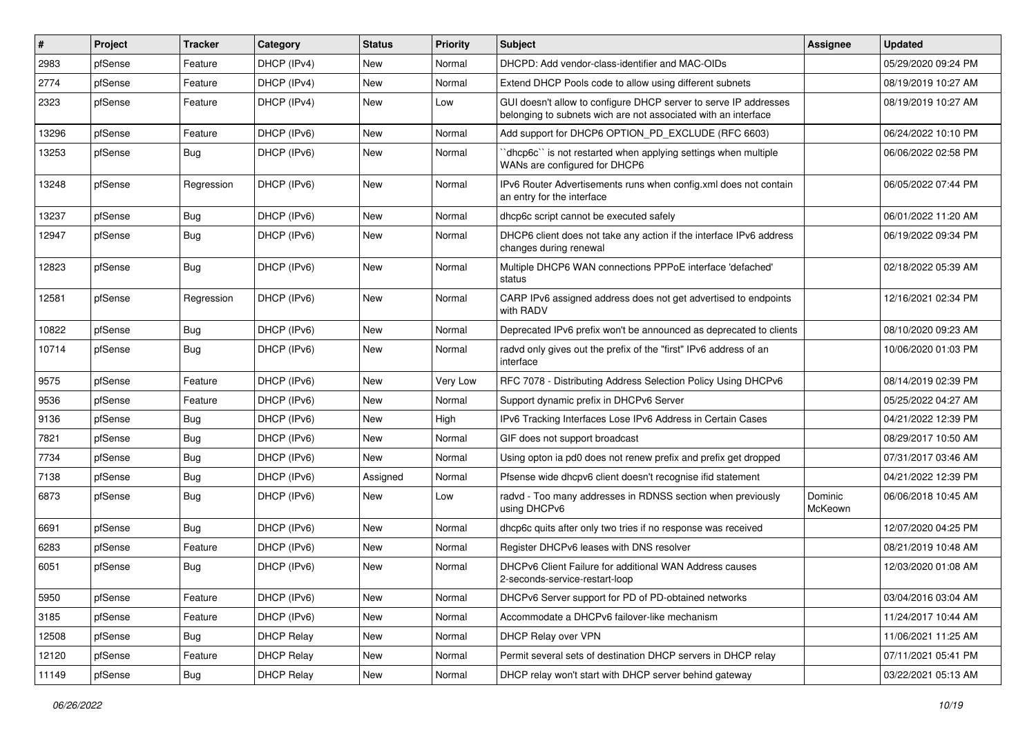| # | Project | Tracker | Category | Status | Priority | Subject | Assignee | Updated |
|---|---|---|---|---|---|---|---|---|
| 2983 | pfSense | Feature | DHCP (IPv4) | New | Normal | DHCPD: Add vendor-class-identifier and MAC-OIDs | | 05/29/2020 09:24 PM |
| 2774 | pfSense | Feature | DHCP (IPv4) | New | Normal | Extend DHCP Pools code to allow using different subnets | | 08/19/2019 10:27 AM |
| 2323 | pfSense | Feature | DHCP (IPv4) | New | Low | GUI doesn't allow to configure DHCP server to serve IP addresses belonging to subnets wich are not associated with an interface | | 08/19/2019 10:27 AM |
| 13296 | pfSense | Feature | DHCP (IPv6) | New | Normal | Add support for DHCP6 OPTION_PD_EXCLUDE (RFC 6603) | | 06/24/2022 10:10 PM |
| 13253 | pfSense | Bug | DHCP (IPv6) | New | Normal | ``dhcp6c`` is not restarted when applying settings when multiple WANs are configured for DHCP6 | | 06/06/2022 02:58 PM |
| 13248 | pfSense | Regression | DHCP (IPv6) | New | Normal | IPv6 Router Advertisements runs when config.xml does not contain an entry for the interface | | 06/05/2022 07:44 PM |
| 13237 | pfSense | Bug | DHCP (IPv6) | New | Normal | dhcp6c script cannot be executed safely | | 06/01/2022 11:20 AM |
| 12947 | pfSense | Bug | DHCP (IPv6) | New | Normal | DHCP6 client does not take any action if the interface IPv6 address changes during renewal | | 06/19/2022 09:34 PM |
| 12823 | pfSense | Bug | DHCP (IPv6) | New | Normal | Multiple DHCP6 WAN connections PPPoE interface 'defached' status | | 02/18/2022 05:39 AM |
| 12581 | pfSense | Regression | DHCP (IPv6) | New | Normal | CARP IPv6 assigned address does not get advertised to endpoints with RADV | | 12/16/2021 02:34 PM |
| 10822 | pfSense | Bug | DHCP (IPv6) | New | Normal | Deprecated IPv6 prefix won't be announced as deprecated to clients | | 08/10/2020 09:23 AM |
| 10714 | pfSense | Bug | DHCP (IPv6) | New | Normal | radvd only gives out the prefix of the "first" IPv6 address of an interface | | 10/06/2020 01:03 PM |
| 9575 | pfSense | Feature | DHCP (IPv6) | New | Very Low | RFC 7078 - Distributing Address Selection Policy Using DHCPv6 | | 08/14/2019 02:39 PM |
| 9536 | pfSense | Feature | DHCP (IPv6) | New | Normal | Support dynamic prefix in DHCPv6 Server | | 05/25/2022 04:27 AM |
| 9136 | pfSense | Bug | DHCP (IPv6) | New | High | IPv6 Tracking Interfaces Lose IPv6 Address in Certain Cases | | 04/21/2022 12:39 PM |
| 7821 | pfSense | Bug | DHCP (IPv6) | New | Normal | GIF does not support broadcast | | 08/29/2017 10:50 AM |
| 7734 | pfSense | Bug | DHCP (IPv6) | New | Normal | Using opton ia pd0 does not renew prefix and prefix get dropped | | 07/31/2017 03:46 AM |
| 7138 | pfSense | Bug | DHCP (IPv6) | Assigned | Normal | Pfsense wide dhcpv6 client doesn't recognise ifid statement | | 04/21/2022 12:39 PM |
| 6873 | pfSense | Bug | DHCP (IPv6) | New | Low | radvd - Too many addresses in RDNSS section when previously using DHCPv6 | Dominic McKeown | 06/06/2018 10:45 AM |
| 6691 | pfSense | Bug | DHCP (IPv6) | New | Normal | dhcp6c quits after only two tries if no response was received | | 12/07/2020 04:25 PM |
| 6283 | pfSense | Feature | DHCP (IPv6) | New | Normal | Register DHCPv6 leases with DNS resolver | | 08/21/2019 10:48 AM |
| 6051 | pfSense | Bug | DHCP (IPv6) | New | Normal | DHCPv6 Client Failure for additional WAN Address causes 2-seconds-service-restart-loop | | 12/03/2020 01:08 AM |
| 5950 | pfSense | Feature | DHCP (IPv6) | New | Normal | DHCPv6 Server support for PD of PD-obtained networks | | 03/04/2016 03:04 AM |
| 3185 | pfSense | Feature | DHCP (IPv6) | New | Normal | Accommodate a DHCPv6 failover-like mechanism | | 11/24/2017 10:44 AM |
| 12508 | pfSense | Bug | DHCP Relay | New | Normal | DHCP Relay over VPN | | 11/06/2021 11:25 AM |
| 12120 | pfSense | Feature | DHCP Relay | New | Normal | Permit several sets of destination DHCP servers in DHCP relay | | 07/11/2021 05:41 PM |
| 11149 | pfSense | Bug | DHCP Relay | New | Normal | DHCP relay won't start with DHCP server behind gateway | | 03/22/2021 05:13 AM |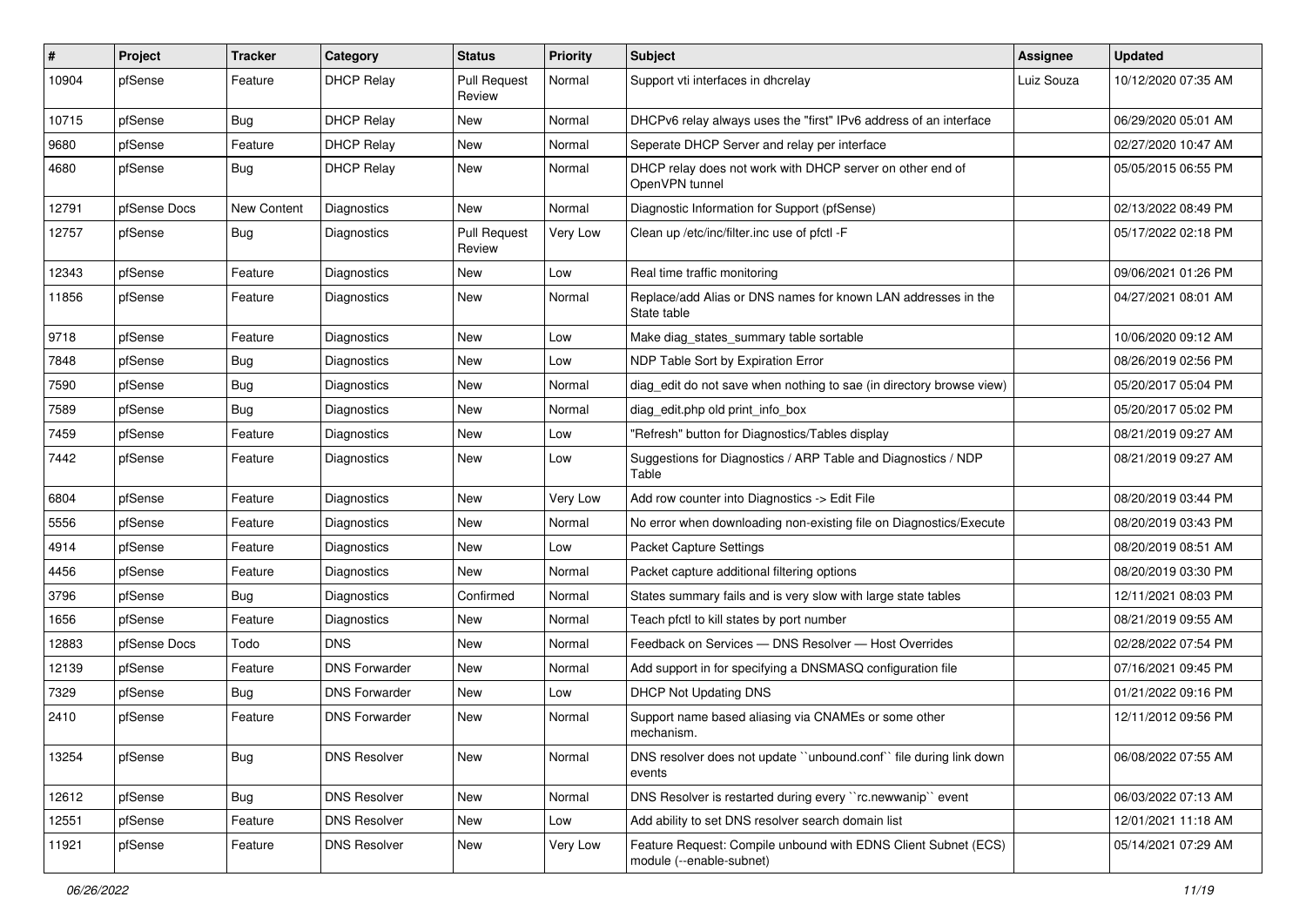| # | Project | Tracker | Category | Status | Priority | Subject | Assignee | Updated |
|---|---|---|---|---|---|---|---|---|
| 10904 | pfSense | Feature | DHCP Relay | Pull Request Review | Normal | Support vti interfaces in dhcrelay | Luiz Souza | 10/12/2020 07:35 AM |
| 10715 | pfSense | Bug | DHCP Relay | New | Normal | DHCPv6 relay always uses the "first" IPv6 address of an interface | | 06/29/2020 05:01 AM |
| 9680 | pfSense | Feature | DHCP Relay | New | Normal | Seperate DHCP Server and relay per interface | | 02/27/2020 10:47 AM |
| 4680 | pfSense | Bug | DHCP Relay | New | Normal | DHCP relay does not work with DHCP server on other end of OpenVPN tunnel | | 05/05/2015 06:55 PM |
| 12791 | pfSense Docs | New Content | Diagnostics | New | Normal | Diagnostic Information for Support (pfSense) | | 02/13/2022 08:49 PM |
| 12757 | pfSense | Bug | Diagnostics | Pull Request Review | Very Low | Clean up /etc/inc/filter.inc use of pfctl -F | | 05/17/2022 02:18 PM |
| 12343 | pfSense | Feature | Diagnostics | New | Low | Real time traffic monitoring | | 09/06/2021 01:26 PM |
| 11856 | pfSense | Feature | Diagnostics | New | Normal | Replace/add Alias or DNS names for known LAN addresses in the State table | | 04/27/2021 08:01 AM |
| 9718 | pfSense | Feature | Diagnostics | New | Low | Make diag_states_summary table sortable | | 10/06/2020 09:12 AM |
| 7848 | pfSense | Bug | Diagnostics | New | Low | NDP Table Sort by Expiration Error | | 08/26/2019 02:56 PM |
| 7590 | pfSense | Bug | Diagnostics | New | Normal | diag_edit do not save when nothing to sae (in directory browse view) | | 05/20/2017 05:04 PM |
| 7589 | pfSense | Bug | Diagnostics | New | Normal | diag_edit.php old print_info_box | | 05/20/2017 05:02 PM |
| 7459 | pfSense | Feature | Diagnostics | New | Low | "Refresh" button for Diagnostics/Tables display | | 08/21/2019 09:27 AM |
| 7442 | pfSense | Feature | Diagnostics | New | Low | Suggestions for Diagnostics / ARP Table and Diagnostics / NDP Table | | 08/21/2019 09:27 AM |
| 6804 | pfSense | Feature | Diagnostics | New | Very Low | Add row counter into Diagnostics -> Edit File | | 08/20/2019 03:44 PM |
| 5556 | pfSense | Feature | Diagnostics | New | Normal | No error when downloading non-existing file on Diagnostics/Execute | | 08/20/2019 03:43 PM |
| 4914 | pfSense | Feature | Diagnostics | New | Low | Packet Capture Settings | | 08/20/2019 08:51 AM |
| 4456 | pfSense | Feature | Diagnostics | New | Normal | Packet capture additional filtering options | | 08/20/2019 03:30 PM |
| 3796 | pfSense | Bug | Diagnostics | Confirmed | Normal | States summary fails and is very slow with large state tables | | 12/11/2021 08:03 PM |
| 1656 | pfSense | Feature | Diagnostics | New | Normal | Teach pfctl to kill states by port number | | 08/21/2019 09:55 AM |
| 12883 | pfSense Docs | Todo | DNS | New | Normal | Feedback on Services — DNS Resolver — Host Overrides | | 02/28/2022 07:54 PM |
| 12139 | pfSense | Feature | DNS Forwarder | New | Normal | Add support in for specifying a DNSMASQ configuration file | | 07/16/2021 09:45 PM |
| 7329 | pfSense | Bug | DNS Forwarder | New | Low | DHCP Not Updating DNS | | 01/21/2022 09:16 PM |
| 2410 | pfSense | Feature | DNS Forwarder | New | Normal | Support name based aliasing via CNAMEs or some other mechanism. | | 12/11/2012 09:56 PM |
| 13254 | pfSense | Bug | DNS Resolver | New | Normal | DNS resolver does not update ``unbound.conf`` file during link down events | | 06/08/2022 07:55 AM |
| 12612 | pfSense | Bug | DNS Resolver | New | Normal | DNS Resolver is restarted during every ``rc.newwanip`` event | | 06/03/2022 07:13 AM |
| 12551 | pfSense | Feature | DNS Resolver | New | Low | Add ability to set DNS resolver search domain list | | 12/01/2021 11:18 AM |
| 11921 | pfSense | Feature | DNS Resolver | New | Very Low | Feature Request: Compile unbound with EDNS Client Subnet (ECS) module (--enable-subnet) | | 05/14/2021 07:29 AM |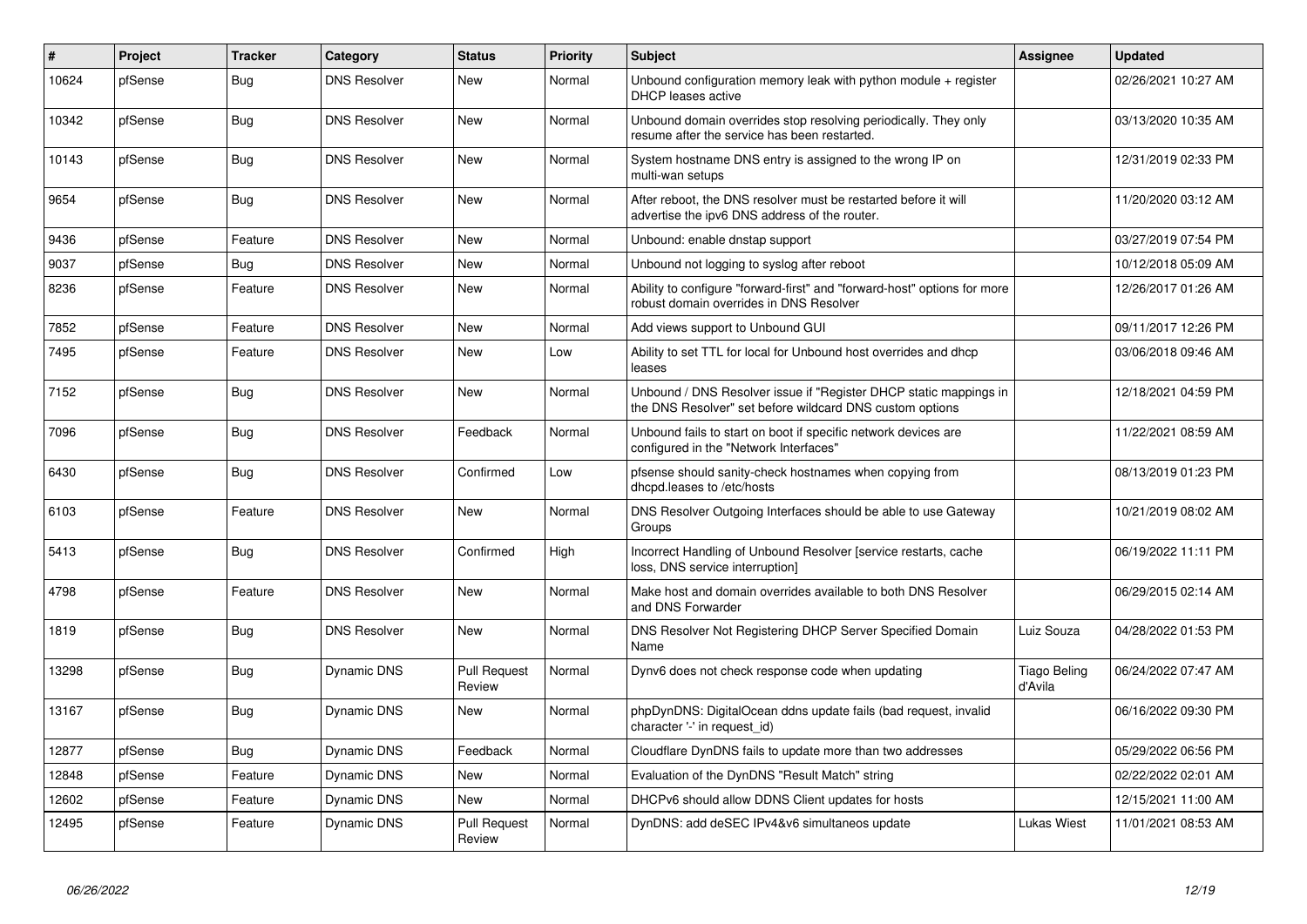| # | Project | Tracker | Category | Status | Priority | Subject | Assignee | Updated |
|---|---|---|---|---|---|---|---|---|
| 10624 | pfSense | Bug | DNS Resolver | New | Normal | Unbound configuration memory leak with python module + register DHCP leases active | | 02/26/2021 10:27 AM |
| 10342 | pfSense | Bug | DNS Resolver | New | Normal | Unbound domain overrides stop resolving periodically. They only resume after the service has been restarted. | | 03/13/2020 10:35 AM |
| 10143 | pfSense | Bug | DNS Resolver | New | Normal | System hostname DNS entry is assigned to the wrong IP on multi-wan setups | | 12/31/2019 02:33 PM |
| 9654 | pfSense | Bug | DNS Resolver | New | Normal | After reboot, the DNS resolver must be restarted before it will advertise the ipv6 DNS address of the router. | | 11/20/2020 03:12 AM |
| 9436 | pfSense | Feature | DNS Resolver | New | Normal | Unbound: enable dnstap support | | 03/27/2019 07:54 PM |
| 9037 | pfSense | Bug | DNS Resolver | New | Normal | Unbound not logging to syslog after reboot | | 10/12/2018 05:09 AM |
| 8236 | pfSense | Feature | DNS Resolver | New | Normal | Ability to configure "forward-first" and "forward-host" options for more robust domain overrides in DNS Resolver | | 12/26/2017 01:26 AM |
| 7852 | pfSense | Feature | DNS Resolver | New | Normal | Add views support to Unbound GUI | | 09/11/2017 12:26 PM |
| 7495 | pfSense | Feature | DNS Resolver | New | Low | Ability to set TTL for local for Unbound host overrides and dhcp leases | | 03/06/2018 09:46 AM |
| 7152 | pfSense | Bug | DNS Resolver | New | Normal | Unbound / DNS Resolver issue if "Register DHCP static mappings in the DNS Resolver" set before wildcard DNS custom options | | 12/18/2021 04:59 PM |
| 7096 | pfSense | Bug | DNS Resolver | Feedback | Normal | Unbound fails to start on boot if specific network devices are configured in the "Network Interfaces" | | 11/22/2021 08:59 AM |
| 6430 | pfSense | Bug | DNS Resolver | Confirmed | Low | pfsense should sanity-check hostnames when copying from dhcpd.leases to /etc/hosts | | 08/13/2019 01:23 PM |
| 6103 | pfSense | Feature | DNS Resolver | New | Normal | DNS Resolver Outgoing Interfaces should be able to use Gateway Groups | | 10/21/2019 08:02 AM |
| 5413 | pfSense | Bug | DNS Resolver | Confirmed | High | Incorrect Handling of Unbound Resolver [service restarts, cache loss, DNS service interruption] | | 06/19/2022 11:11 PM |
| 4798 | pfSense | Feature | DNS Resolver | New | Normal | Make host and domain overrides available to both DNS Resolver and DNS Forwarder | | 06/29/2015 02:14 AM |
| 1819 | pfSense | Bug | DNS Resolver | New | Normal | DNS Resolver Not Registering DHCP Server Specified Domain Name | Luiz Souza | 04/28/2022 01:53 PM |
| 13298 | pfSense | Bug | Dynamic DNS | Pull Request Review | Normal | Dynv6 does not check response code when updating | Tiago Beling d'Avila | 06/24/2022 07:47 AM |
| 13167 | pfSense | Bug | Dynamic DNS | New | Normal | phpDynDNS: DigitalOcean ddns update fails (bad request, invalid character '-' in request_id) | | 06/16/2022 09:30 PM |
| 12877 | pfSense | Bug | Dynamic DNS | Feedback | Normal | Cloudflare DynDNS fails to update more than two addresses | | 05/29/2022 06:56 PM |
| 12848 | pfSense | Feature | Dynamic DNS | New | Normal | Evaluation of the DynDNS "Result Match" string | | 02/22/2022 02:01 AM |
| 12602 | pfSense | Feature | Dynamic DNS | New | Normal | DHCPv6 should allow DDNS Client updates for hosts | | 12/15/2021 11:00 AM |
| 12495 | pfSense | Feature | Dynamic DNS | Pull Request Review | Normal | DynDNS: add deSEC IPv4&v6 simultaneos update | Lukas Wiest | 11/01/2021 08:53 AM |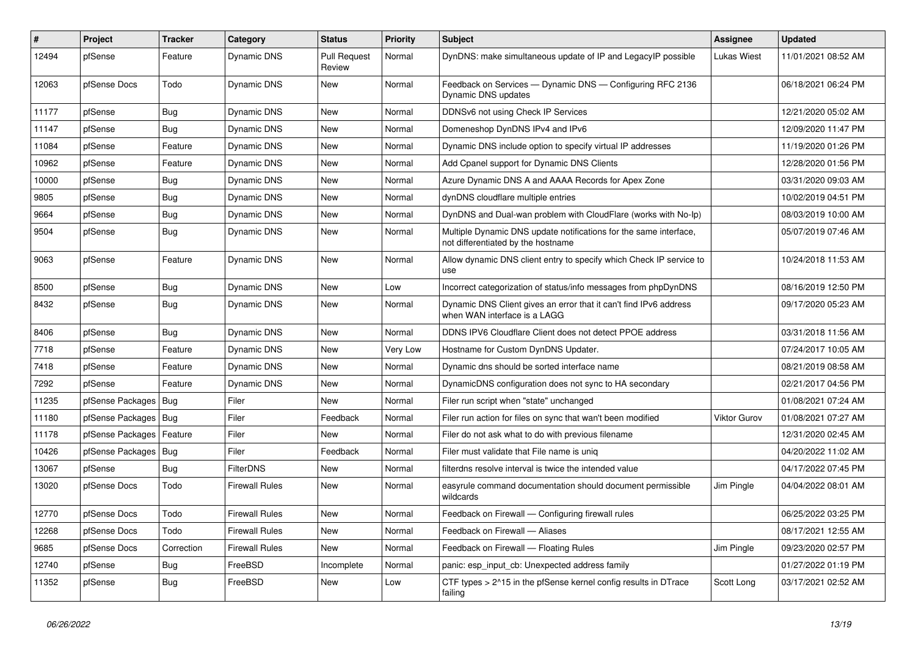| # | Project | Tracker | Category | Status | Priority | Subject | Assignee | Updated |
|---|---|---|---|---|---|---|---|---|
| 12494 | pfSense | Feature | Dynamic DNS | Pull Request Review | Normal | DynDNS: make simultaneous update of IP and LegacyIP possible | Lukas Wiest | 11/01/2021 08:52 AM |
| 12063 | pfSense Docs | Todo | Dynamic DNS | New | Normal | Feedback on Services — Dynamic DNS — Configuring RFC 2136 Dynamic DNS updates | | 06/18/2021 06:24 PM |
| 11177 | pfSense | Bug | Dynamic DNS | New | Normal | DDNSv6 not using Check IP Services | | 12/21/2020 05:02 AM |
| 11147 | pfSense | Bug | Dynamic DNS | New | Normal | Domeneshop DynDNS IPv4 and IPv6 | | 12/09/2020 11:47 PM |
| 11084 | pfSense | Feature | Dynamic DNS | New | Normal | Dynamic DNS include option to specify virtual IP addresses | | 11/19/2020 01:26 PM |
| 10962 | pfSense | Feature | Dynamic DNS | New | Normal | Add Cpanel support for Dynamic DNS Clients | | 12/28/2020 01:56 PM |
| 10000 | pfSense | Bug | Dynamic DNS | New | Normal | Azure Dynamic DNS A and AAAA Records for Apex Zone | | 03/31/2020 09:03 AM |
| 9805 | pfSense | Bug | Dynamic DNS | New | Normal | dynDNS cloudflare multiple entries | | 10/02/2019 04:51 PM |
| 9664 | pfSense | Bug | Dynamic DNS | New | Normal | DynDNS and Dual-wan problem with CloudFlare (works with No-Ip) | | 08/03/2019 10:00 AM |
| 9504 | pfSense | Bug | Dynamic DNS | New | Normal | Multiple Dynamic DNS update notifications for the same interface, not differentiated by the hostname | | 05/07/2019 07:46 AM |
| 9063 | pfSense | Feature | Dynamic DNS | New | Normal | Allow dynamic DNS client entry to specify which Check IP service to use | | 10/24/2018 11:53 AM |
| 8500 | pfSense | Bug | Dynamic DNS | New | Low | Incorrect categorization of status/info messages from phpDynDNS | | 08/16/2019 12:50 PM |
| 8432 | pfSense | Bug | Dynamic DNS | New | Normal | Dynamic DNS Client gives an error that it can't find IPv6 address when WAN interface is a LAGG | | 09/17/2020 05:23 AM |
| 8406 | pfSense | Bug | Dynamic DNS | New | Normal | DDNS IPV6 Cloudflare Client does not detect PPOE address | | 03/31/2018 11:56 AM |
| 7718 | pfSense | Feature | Dynamic DNS | New | Very Low | Hostname for Custom DynDNS Updater. | | 07/24/2017 10:05 AM |
| 7418 | pfSense | Feature | Dynamic DNS | New | Normal | Dynamic dns should be sorted interface name | | 08/21/2019 08:58 AM |
| 7292 | pfSense | Feature | Dynamic DNS | New | Normal | DynamicDNS configuration does not sync to HA secondary | | 02/21/2017 04:56 PM |
| 11235 | pfSense Packages | Bug | Filer | New | Normal | Filer run script when "state" unchanged | | 01/08/2021 07:24 AM |
| 11180 | pfSense Packages | Bug | Filer | Feedback | Normal | Filer run action for files on sync that wan't been modified | Viktor Gurov | 01/08/2021 07:27 AM |
| 11178 | pfSense Packages | Feature | Filer | New | Normal | Filer do not ask what to do with previous filename | | 12/31/2020 02:45 AM |
| 10426 | pfSense Packages | Bug | Filer | Feedback | Normal | Filer must validate that File name is uniq | | 04/20/2022 11:02 AM |
| 13067 | pfSense | Bug | FilterDNS | New | Normal | filterdns resolve interval is twice the intended value | | 04/17/2022 07:45 PM |
| 13020 | pfSense Docs | Todo | Firewall Rules | New | Normal | easyrule command documentation should document permissible wildcards | Jim Pingle | 04/04/2022 08:01 AM |
| 12770 | pfSense Docs | Todo | Firewall Rules | New | Normal | Feedback on Firewall — Configuring firewall rules | | 06/25/2022 03:25 PM |
| 12268 | pfSense Docs | Todo | Firewall Rules | New | Normal | Feedback on Firewall — Aliases | | 08/17/2021 12:55 AM |
| 9685 | pfSense Docs | Correction | Firewall Rules | New | Normal | Feedback on Firewall — Floating Rules | Jim Pingle | 09/23/2020 02:57 PM |
| 12740 | pfSense | Bug | FreeBSD | Incomplete | Normal | panic: esp_input_cb: Unexpected address family | | 01/27/2022 01:19 PM |
| 11352 | pfSense | Bug | FreeBSD | New | Low | CTF types > 2^15 in the pfSense kernel config results in DTrace failing | Scott Long | 03/17/2021 02:52 AM |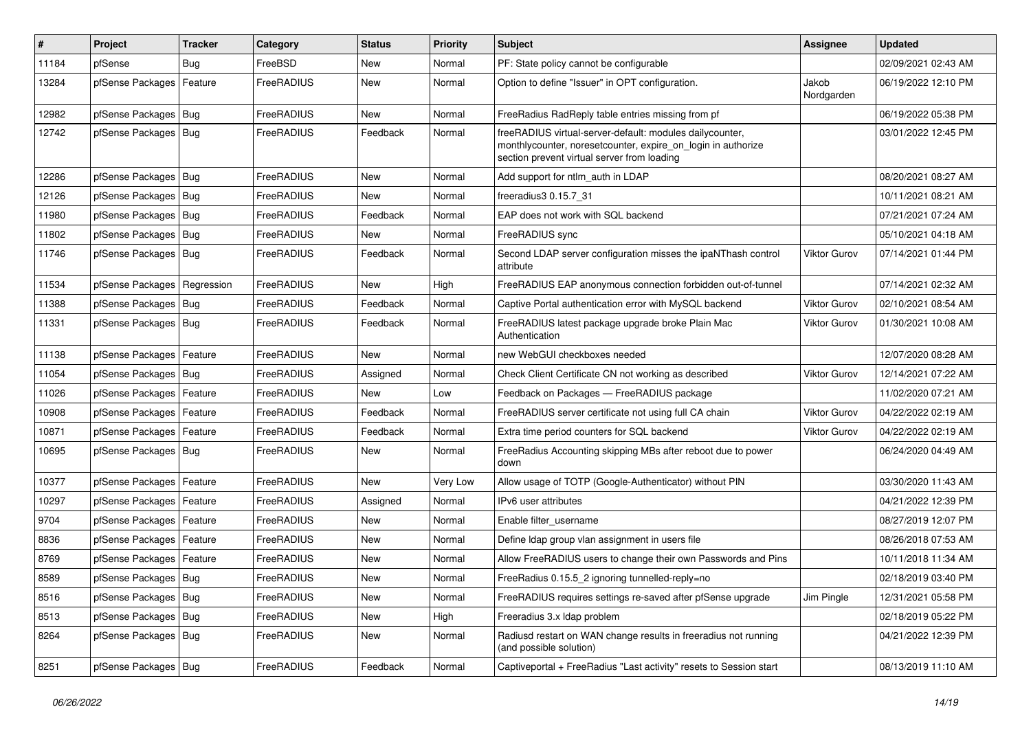| # | Project | Tracker | Category | Status | Priority | Subject | Assignee | Updated |
|---|---|---|---|---|---|---|---|---|
| 11184 | pfSense | Bug | FreeBSD | New | Normal | PF: State policy cannot be configurable | | 02/09/2021 02:43 AM |
| 13284 | pfSense Packages | Feature | FreeRADIUS | New | Normal | Option to define "Issuer" in OPT configuration. | Jakob Nordgarden | 06/19/2022 12:10 PM |
| 12982 | pfSense Packages | Bug | FreeRADIUS | New | Normal | FreeRadius RadReply table entries missing from pf | | 06/19/2022 05:38 PM |
| 12742 | pfSense Packages | Bug | FreeRADIUS | Feedback | Normal | freeRADIUS virtual-server-default: modules dailycounter, monthlycounter, noresetcounter, expire_on_login in authorize section prevent virtual server from loading | | 03/01/2022 12:45 PM |
| 12286 | pfSense Packages | Bug | FreeRADIUS | New | Normal | Add support for ntlm_auth in LDAP | | 08/20/2021 08:27 AM |
| 12126 | pfSense Packages | Bug | FreeRADIUS | New | Normal | freeradius3 0.15.7_31 | | 10/11/2021 08:21 AM |
| 11980 | pfSense Packages | Bug | FreeRADIUS | Feedback | Normal | EAP does not work with SQL backend | | 07/21/2021 07:24 AM |
| 11802 | pfSense Packages | Bug | FreeRADIUS | New | Normal | FreeRADIUS sync | | 05/10/2021 04:18 AM |
| 11746 | pfSense Packages | Bug | FreeRADIUS | Feedback | Normal | Second LDAP server configuration misses the ipaNThash control attribute | Viktor Gurov | 07/14/2021 01:44 PM |
| 11534 | pfSense Packages | Regression | FreeRADIUS | New | High | FreeRADIUS EAP anonymous connection forbidden out-of-tunnel | | 07/14/2021 02:32 AM |
| 11388 | pfSense Packages | Bug | FreeRADIUS | Feedback | Normal | Captive Portal authentication error with MySQL backend | Viktor Gurov | 02/10/2021 08:54 AM |
| 11331 | pfSense Packages | Bug | FreeRADIUS | Feedback | Normal | FreeRADIUS latest package upgrade broke Plain Mac Authentication | Viktor Gurov | 01/30/2021 10:08 AM |
| 11138 | pfSense Packages | Feature | FreeRADIUS | New | Normal | new WebGUI checkboxes needed | | 12/07/2020 08:28 AM |
| 11054 | pfSense Packages | Bug | FreeRADIUS | Assigned | Normal | Check Client Certificate CN not working as described | Viktor Gurov | 12/14/2021 07:22 AM |
| 11026 | pfSense Packages | Feature | FreeRADIUS | New | Low | Feedback on Packages — FreeRADIUS package | | 11/02/2020 07:21 AM |
| 10908 | pfSense Packages | Feature | FreeRADIUS | Feedback | Normal | FreeRADIUS server certificate not using full CA chain | Viktor Gurov | 04/22/2022 02:19 AM |
| 10871 | pfSense Packages | Feature | FreeRADIUS | Feedback | Normal | Extra time period counters for SQL backend | Viktor Gurov | 04/22/2022 02:19 AM |
| 10695 | pfSense Packages | Bug | FreeRADIUS | New | Normal | FreeRadius Accounting skipping MBs after reboot due to power down | | 06/24/2020 04:49 AM |
| 10377 | pfSense Packages | Feature | FreeRADIUS | New | Very Low | Allow usage of TOTP (Google-Authenticator) without PIN | | 03/30/2020 11:43 AM |
| 10297 | pfSense Packages | Feature | FreeRADIUS | Assigned | Normal | IPv6 user attributes | | 04/21/2022 12:39 PM |
| 9704 | pfSense Packages | Feature | FreeRADIUS | New | Normal | Enable filter_username | | 08/27/2019 12:07 PM |
| 8836 | pfSense Packages | Feature | FreeRADIUS | New | Normal | Define ldap group vlan assignment in users file | | 08/26/2018 07:53 AM |
| 8769 | pfSense Packages | Feature | FreeRADIUS | New | Normal | Allow FreeRADIUS users to change their own Passwords and Pins | | 10/11/2018 11:34 AM |
| 8589 | pfSense Packages | Bug | FreeRADIUS | New | Normal | FreeRadius 0.15.5_2 ignoring tunnelled-reply=no | | 02/18/2019 03:40 PM |
| 8516 | pfSense Packages | Bug | FreeRADIUS | New | Normal | FreeRADIUS requires settings re-saved after pfSense upgrade | Jim Pingle | 12/31/2021 05:58 PM |
| 8513 | pfSense Packages | Bug | FreeRADIUS | New | High | Freeradius 3.x ldap problem | | 02/18/2019 05:22 PM |
| 8264 | pfSense Packages | Bug | FreeRADIUS | New | Normal | Radiusd restart on WAN change results in freeradius not running (and possible solution) | | 04/21/2022 12:39 PM |
| 8251 | pfSense Packages | Bug | FreeRADIUS | Feedback | Normal | Captiveportal + FreeRadius "Last activity" resets to Session start | | 08/13/2019 11:10 AM |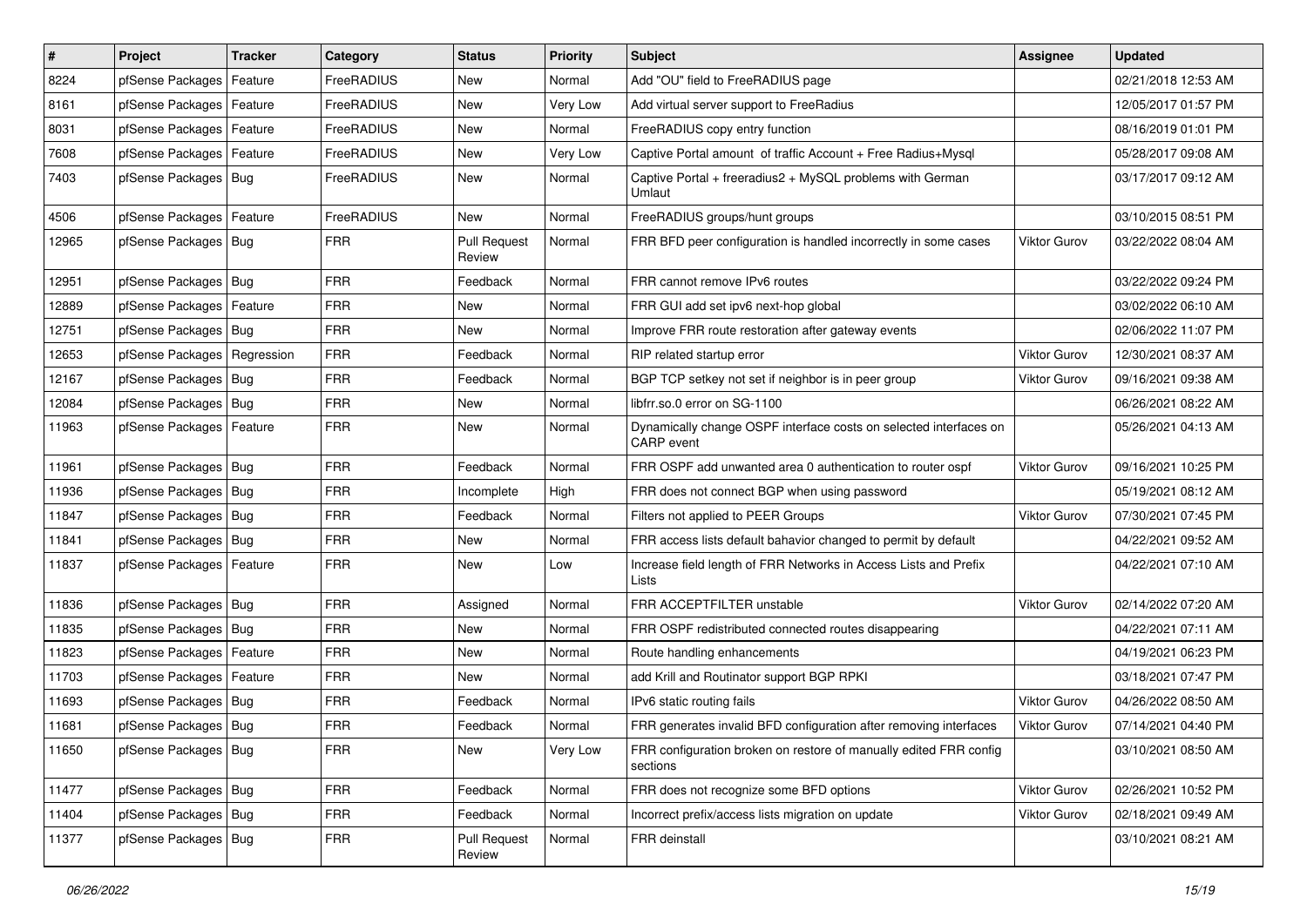| # | Project | Tracker | Category | Status | Priority | Subject | Assignee | Updated |
|---|---|---|---|---|---|---|---|---|
| 8224 | pfSense Packages | Feature | FreeRADIUS | New | Normal | Add "OU" field to FreeRADIUS page | | 02/21/2018 12:53 AM |
| 8161 | pfSense Packages | Feature | FreeRADIUS | New | Very Low | Add virtual server support to FreeRadius | | 12/05/2017 01:57 PM |
| 8031 | pfSense Packages | Feature | FreeRADIUS | New | Normal | FreeRADIUS copy entry function | | 08/16/2019 01:01 PM |
| 7608 | pfSense Packages | Feature | FreeRADIUS | New | Very Low | Captive Portal amount of traffic Account + Free Radius+Mysql | | 05/28/2017 09:08 AM |
| 7403 | pfSense Packages | Bug | FreeRADIUS | New | Normal | Captive Portal + freeradius2 + MySQL problems with German Umlaut | | 03/17/2017 09:12 AM |
| 4506 | pfSense Packages | Feature | FreeRADIUS | New | Normal | FreeRADIUS groups/hunt groups | | 03/10/2015 08:51 PM |
| 12965 | pfSense Packages | Bug | FRR | Pull Request Review | Normal | FRR BFD peer configuration is handled incorrectly in some cases | Viktor Gurov | 03/22/2022 08:04 AM |
| 12951 | pfSense Packages | Bug | FRR | Feedback | Normal | FRR cannot remove IPv6 routes | | 03/22/2022 09:24 PM |
| 12889 | pfSense Packages | Feature | FRR | New | Normal | FRR GUI add set ipv6 next-hop global | | 03/02/2022 06:10 AM |
| 12751 | pfSense Packages | Bug | FRR | New | Normal | Improve FRR route restoration after gateway events | | 02/06/2022 11:07 PM |
| 12653 | pfSense Packages | Regression | FRR | Feedback | Normal | RIP related startup error | Viktor Gurov | 12/30/2021 08:37 AM |
| 12167 | pfSense Packages | Bug | FRR | Feedback | Normal | BGP TCP setkey not set if neighbor is in peer group | Viktor Gurov | 09/16/2021 09:38 AM |
| 12084 | pfSense Packages | Bug | FRR | New | Normal | libfrr.so.0 error on SG-1100 | | 06/26/2021 08:22 AM |
| 11963 | pfSense Packages | Feature | FRR | New | Normal | Dynamically change OSPF interface costs on selected interfaces on CARP event | | 05/26/2021 04:13 AM |
| 11961 | pfSense Packages | Bug | FRR | Feedback | Normal | FRR OSPF add unwanted area 0 authentication to router ospf | Viktor Gurov | 09/16/2021 10:25 PM |
| 11936 | pfSense Packages | Bug | FRR | Incomplete | High | FRR does not connect BGP when using password | | 05/19/2021 08:12 AM |
| 11847 | pfSense Packages | Bug | FRR | Feedback | Normal | Filters not applied to PEER Groups | Viktor Gurov | 07/30/2021 07:45 PM |
| 11841 | pfSense Packages | Bug | FRR | New | Normal | FRR access lists default bahavior changed to permit by default | | 04/22/2021 09:52 AM |
| 11837 | pfSense Packages | Feature | FRR | New | Low | Increase field length of FRR Networks in Access Lists and Prefix Lists | | 04/22/2021 07:10 AM |
| 11836 | pfSense Packages | Bug | FRR | Assigned | Normal | FRR ACCEPTFILTER unstable | Viktor Gurov | 02/14/2022 07:20 AM |
| 11835 | pfSense Packages | Bug | FRR | New | Normal | FRR OSPF redistributed connected routes disappearing | | 04/22/2021 07:11 AM |
| 11823 | pfSense Packages | Feature | FRR | New | Normal | Route handling enhancements | | 04/19/2021 06:23 PM |
| 11703 | pfSense Packages | Feature | FRR | New | Normal | add Krill and Routinator support BGP RPKI | | 03/18/2021 07:47 PM |
| 11693 | pfSense Packages | Bug | FRR | Feedback | Normal | IPv6 static routing fails | Viktor Gurov | 04/26/2022 08:50 AM |
| 11681 | pfSense Packages | Bug | FRR | Feedback | Normal | FRR generates invalid BFD configuration after removing interfaces | Viktor Gurov | 07/14/2021 04:40 PM |
| 11650 | pfSense Packages | Bug | FRR | New | Very Low | FRR configuration broken on restore of manually edited FRR config sections | | 03/10/2021 08:50 AM |
| 11477 | pfSense Packages | Bug | FRR | Feedback | Normal | FRR does not recognize some BFD options | Viktor Gurov | 02/26/2021 10:52 PM |
| 11404 | pfSense Packages | Bug | FRR | Feedback | Normal | Incorrect prefix/access lists migration on update | Viktor Gurov | 02/18/2021 09:49 AM |
| 11377 | pfSense Packages | Bug | FRR | Pull Request Review | Normal | FRR deinstall | | 03/10/2021 08:21 AM |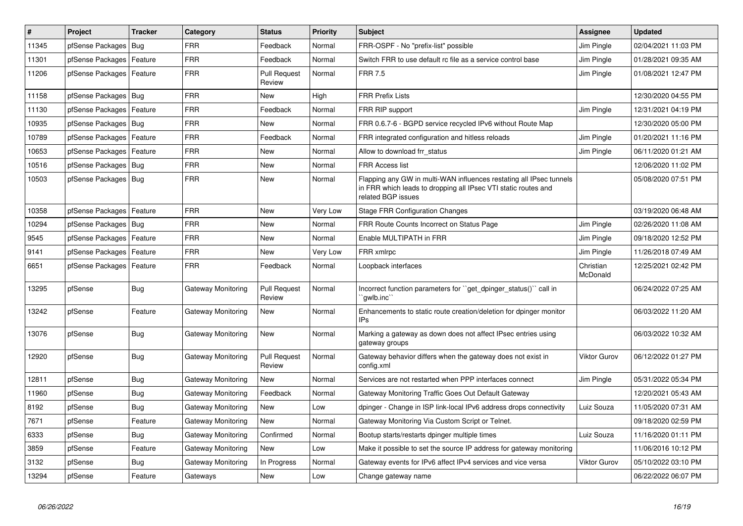| # | Project | Tracker | Category | Status | Priority | Subject | Assignee | Updated |
|---|---|---|---|---|---|---|---|---|
| 11345 | pfSense Packages | Bug | FRR | Feedback | Normal | FRR-OSPF - No "prefix-list" possible | Jim Pingle | 02/04/2021 11:03 PM |
| 11301 | pfSense Packages | Feature | FRR | Feedback | Normal | Switch FRR to use default rc file as a service control base | Jim Pingle | 01/28/2021 09:35 AM |
| 11206 | pfSense Packages | Feature | FRR | Pull Request Review | Normal | FRR 7.5 | Jim Pingle | 01/08/2021 12:47 PM |
| 11158 | pfSense Packages | Bug | FRR | New | High | FRR Prefix Lists | | 12/30/2020 04:55 PM |
| 11130 | pfSense Packages | Feature | FRR | Feedback | Normal | FRR RIP support | Jim Pingle | 12/31/2021 04:19 PM |
| 10935 | pfSense Packages | Bug | FRR | New | Normal | FRR 0.6.7-6 - BGPD service recycled IPv6 without Route Map | | 12/30/2020 05:00 PM |
| 10789 | pfSense Packages | Feature | FRR | Feedback | Normal | FRR integrated configuration and hitless reloads | Jim Pingle | 01/20/2021 11:16 PM |
| 10653 | pfSense Packages | Feature | FRR | New | Normal | Allow to download frr_status | Jim Pingle | 06/11/2020 01:21 AM |
| 10516 | pfSense Packages | Bug | FRR | New | Normal | FRR Access list | | 12/06/2020 11:02 PM |
| 10503 | pfSense Packages | Bug | FRR | New | Normal | Flapping any GW in multi-WAN influences restating all IPsec tunnels in FRR which leads to dropping all IPsec VTI static routes and related BGP issues | | 05/08/2020 07:51 PM |
| 10358 | pfSense Packages | Feature | FRR | New | Very Low | Stage FRR Configuration Changes | | 03/19/2020 06:48 AM |
| 10294 | pfSense Packages | Bug | FRR | New | Normal | FRR Route Counts Incorrect on Status Page | Jim Pingle | 02/26/2020 11:08 AM |
| 9545 | pfSense Packages | Feature | FRR | New | Normal | Enable MULTIPATH in FRR | Jim Pingle | 09/18/2020 12:52 PM |
| 9141 | pfSense Packages | Feature | FRR | New | Very Low | FRR xmlrpc | Jim Pingle | 11/26/2018 07:49 AM |
| 6651 | pfSense Packages | Feature | FRR | Feedback | Normal | Loopback interfaces | Christian McDonald | 12/25/2021 02:42 PM |
| 13295 | pfSense | Bug | Gateway Monitoring | Pull Request Review | Normal | Incorrect function parameters for ``get_dpinger_status()`` call in ``gwlb.inc`` | | 06/24/2022 07:25 AM |
| 13242 | pfSense | Feature | Gateway Monitoring | New | Normal | Enhancements to static route creation/deletion for dpinger monitor IPs | | 06/03/2022 11:20 AM |
| 13076 | pfSense | Bug | Gateway Monitoring | New | Normal | Marking a gateway as down does not affect IPsec entries using gateway groups | | 06/03/2022 10:32 AM |
| 12920 | pfSense | Bug | Gateway Monitoring | Pull Request Review | Normal | Gateway behavior differs when the gateway does not exist in config.xml | Viktor Gurov | 06/12/2022 01:27 PM |
| 12811 | pfSense | Bug | Gateway Monitoring | New | Normal | Services are not restarted when PPP interfaces connect | Jim Pingle | 05/31/2022 05:34 PM |
| 11960 | pfSense | Bug | Gateway Monitoring | Feedback | Normal | Gateway Monitoring Traffic Goes Out Default Gateway | | 12/20/2021 05:43 AM |
| 8192 | pfSense | Bug | Gateway Monitoring | New | Low | dpinger - Change in ISP link-local IPv6 address drops connectivity | Luiz Souza | 11/05/2020 07:31 AM |
| 7671 | pfSense | Feature | Gateway Monitoring | New | Normal | Gateway Monitoring Via Custom Script or Telnet. | | 09/18/2020 02:59 PM |
| 6333 | pfSense | Bug | Gateway Monitoring | Confirmed | Normal | Bootup starts/restarts dpinger multiple times | Luiz Souza | 11/16/2020 01:11 PM |
| 3859 | pfSense | Feature | Gateway Monitoring | New | Low | Make it possible to set the source IP address for gateway monitoring | | 11/06/2016 10:12 PM |
| 3132 | pfSense | Bug | Gateway Monitoring | In Progress | Normal | Gateway events for IPv6 affect IPv4 services and vice versa | Viktor Gurov | 05/10/2022 03:10 PM |
| 13294 | pfSense | Feature | Gateways | New | Low | Change gateway name | | 06/22/2022 06:07 PM |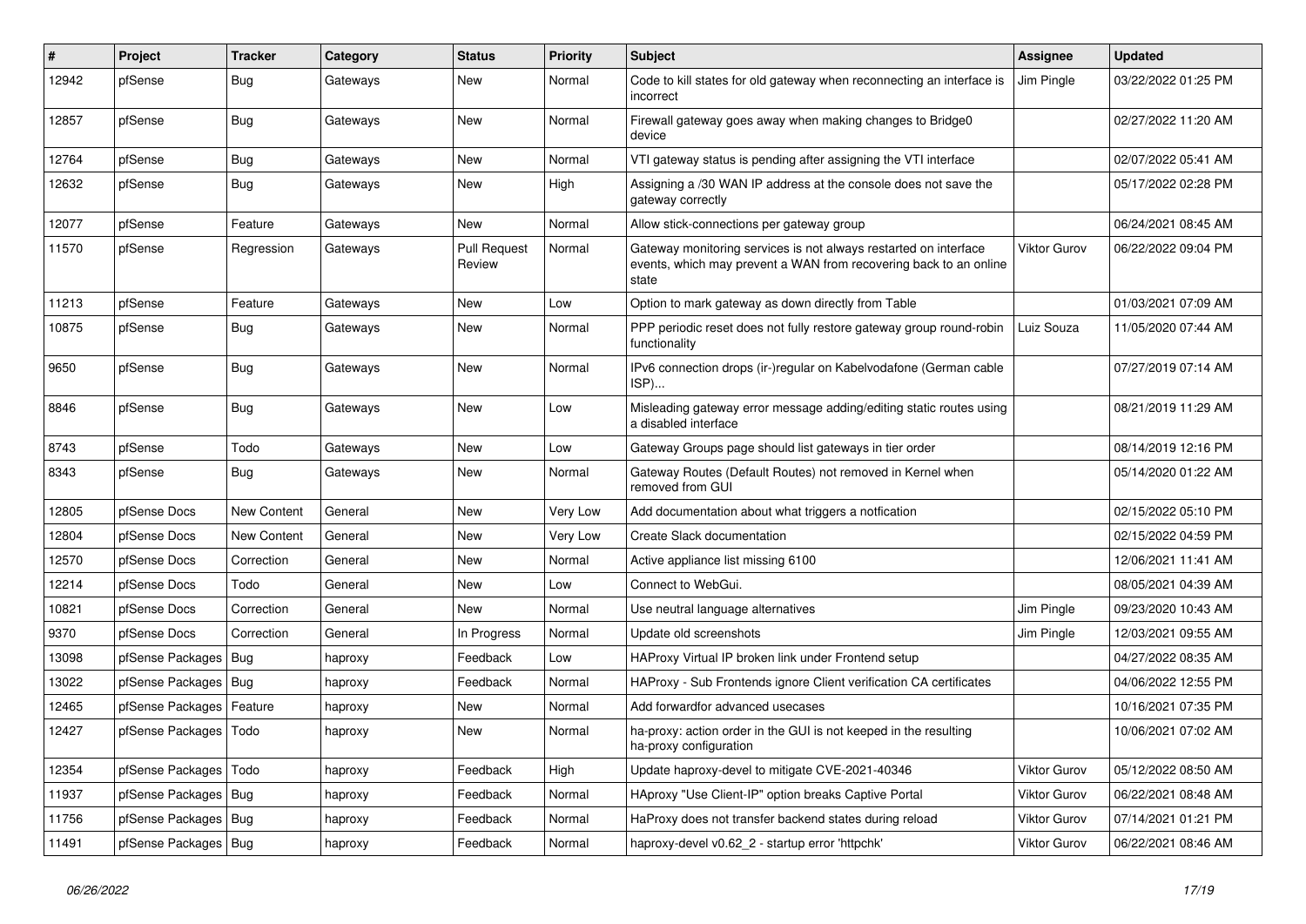| # | Project | Tracker | Category | Status | Priority | Subject | Assignee | Updated |
|---|---|---|---|---|---|---|---|---|
| 12942 | pfSense | Bug | Gateways | New | Normal | Code to kill states for old gateway when reconnecting an interface is incorrect | Jim Pingle | 03/22/2022 01:25 PM |
| 12857 | pfSense | Bug | Gateways | New | Normal | Firewall gateway goes away when making changes to Bridge0 device | | 02/27/2022 11:20 AM |
| 12764 | pfSense | Bug | Gateways | New | Normal | VTI gateway status is pending after assigning the VTI interface | | 02/07/2022 05:41 AM |
| 12632 | pfSense | Bug | Gateways | New | High | Assigning a /30 WAN IP address at the console does not save the gateway correctly | | 05/17/2022 02:28 PM |
| 12077 | pfSense | Feature | Gateways | New | Normal | Allow stick-connections per gateway group | | 06/24/2021 08:45 AM |
| 11570 | pfSense | Regression | Gateways | Pull Request Review | Normal | Gateway monitoring services is not always restarted on interface events, which may prevent a WAN from recovering back to an online state | Viktor Gurov | 06/22/2022 09:04 PM |
| 11213 | pfSense | Feature | Gateways | New | Low | Option to mark gateway as down directly from Table | | 01/03/2021 07:09 AM |
| 10875 | pfSense | Bug | Gateways | New | Normal | PPP periodic reset does not fully restore gateway group round-robin functionality | Luiz Souza | 11/05/2020 07:44 AM |
| 9650 | pfSense | Bug | Gateways | New | Normal | IPv6 connection drops (ir-)regular on Kabelvodafone (German cable ISP)... | | 07/27/2019 07:14 AM |
| 8846 | pfSense | Bug | Gateways | New | Low | Misleading gateway error message adding/editing static routes using a disabled interface | | 08/21/2019 11:29 AM |
| 8743 | pfSense | Todo | Gateways | New | Low | Gateway Groups page should list gateways in tier order | | 08/14/2019 12:16 PM |
| 8343 | pfSense | Bug | Gateways | New | Normal | Gateway Routes (Default Routes) not removed in Kernel when removed from GUI | | 05/14/2020 01:22 AM |
| 12805 | pfSense Docs | New Content | General | New | Very Low | Add documentation about what triggers a notfication | | 02/15/2022 05:10 PM |
| 12804 | pfSense Docs | New Content | General | New | Very Low | Create Slack documentation | | 02/15/2022 04:59 PM |
| 12570 | pfSense Docs | Correction | General | New | Normal | Active appliance list missing 6100 | | 12/06/2021 11:41 AM |
| 12214 | pfSense Docs | Todo | General | New | Low | Connect to WebGui. | | 08/05/2021 04:39 AM |
| 10821 | pfSense Docs | Correction | General | New | Normal | Use neutral language alternatives | Jim Pingle | 09/23/2020 10:43 AM |
| 9370 | pfSense Docs | Correction | General | In Progress | Normal | Update old screenshots | Jim Pingle | 12/03/2021 09:55 AM |
| 13098 | pfSense Packages | Bug | haproxy | Feedback | Low | HAProxy Virtual IP broken link under Frontend setup | | 04/27/2022 08:35 AM |
| 13022 | pfSense Packages | Bug | haproxy | Feedback | Normal | HAProxy - Sub Frontends ignore Client verification CA certificates | | 04/06/2022 12:55 PM |
| 12465 | pfSense Packages | Feature | haproxy | New | Normal | Add forwardfor advanced usecases | | 10/16/2021 07:35 PM |
| 12427 | pfSense Packages | Todo | haproxy | New | Normal | ha-proxy: action order in the GUI is not keeped in the resulting ha-proxy configuration | | 10/06/2021 07:02 AM |
| 12354 | pfSense Packages | Todo | haproxy | Feedback | High | Update haproxy-devel to mitigate CVE-2021-40346 | Viktor Gurov | 05/12/2022 08:50 AM |
| 11937 | pfSense Packages | Bug | haproxy | Feedback | Normal | HAproxy "Use Client-IP" option breaks Captive Portal | Viktor Gurov | 06/22/2021 08:48 AM |
| 11756 | pfSense Packages | Bug | haproxy | Feedback | Normal | HaProxy does not transfer backend states during reload | Viktor Gurov | 07/14/2021 01:21 PM |
| 11491 | pfSense Packages | Bug | haproxy | Feedback | Normal | haproxy-devel v0.62_2 - startup error 'httpchk' | Viktor Gurov | 06/22/2021 08:46 AM |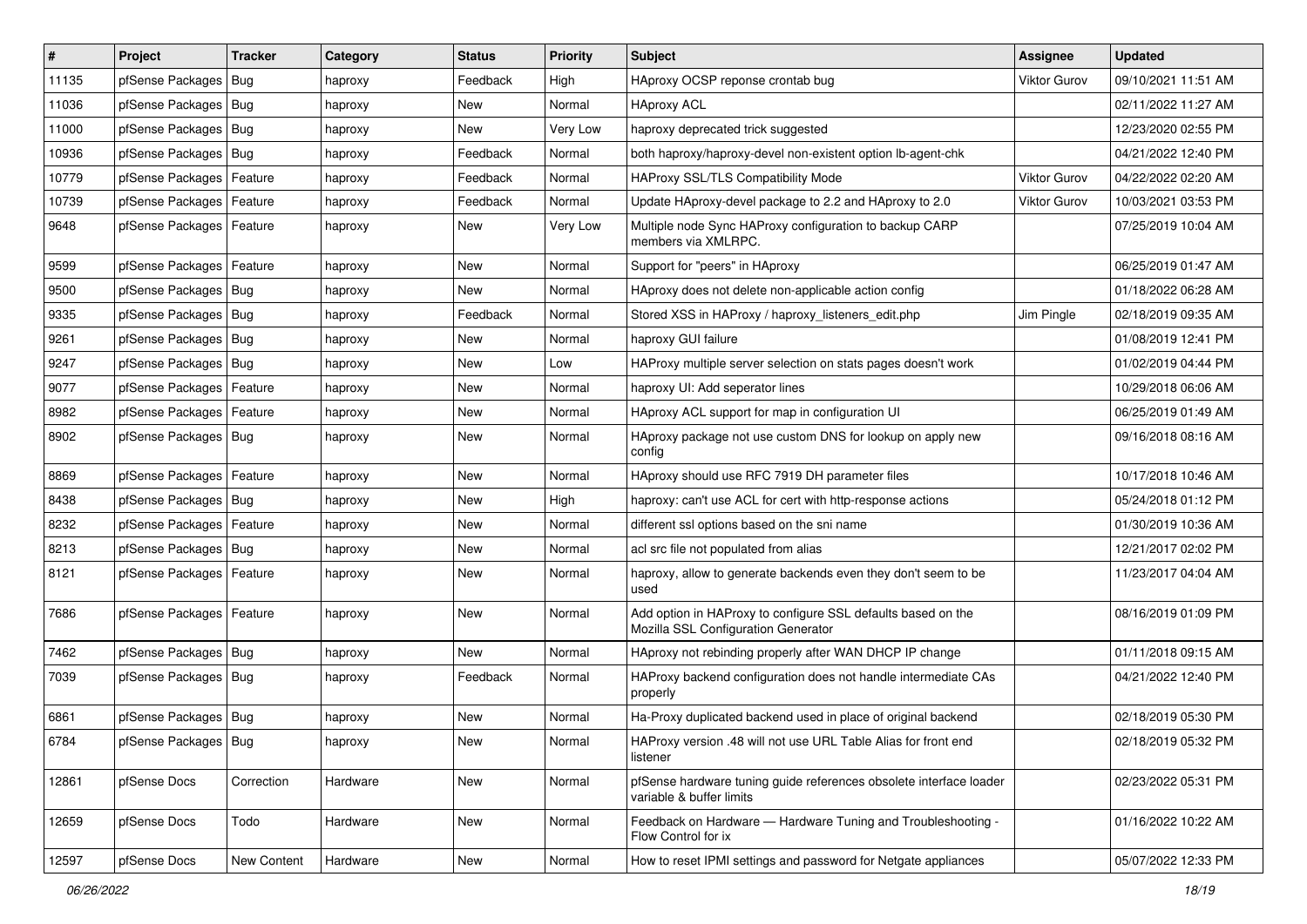| # | Project | Tracker | Category | Status | Priority | Subject | Assignee | Updated |
|---|---|---|---|---|---|---|---|---|
| 11135 | pfSense Packages | Bug | haproxy | Feedback | High | HAproxy OCSP reponse crontab bug | Viktor Gurov | 09/10/2021 11:51 AM |
| 11036 | pfSense Packages | Bug | haproxy | New | Normal | HAproxy ACL | | 02/11/2022 11:27 AM |
| 11000 | pfSense Packages | Bug | haproxy | New | Very Low | haproxy deprecated trick suggested | | 12/23/2020 02:55 PM |
| 10936 | pfSense Packages | Bug | haproxy | Feedback | Normal | both haproxy/haproxy-devel non-existent option lb-agent-chk | | 04/21/2022 12:40 PM |
| 10779 | pfSense Packages | Feature | haproxy | Feedback | Normal | HAProxy SSL/TLS Compatibility Mode | Viktor Gurov | 04/22/2022 02:20 AM |
| 10739 | pfSense Packages | Feature | haproxy | Feedback | Normal | Update HAproxy-devel package to 2.2 and HAproxy to 2.0 | Viktor Gurov | 10/03/2021 03:53 PM |
| 9648 | pfSense Packages | Feature | haproxy | New | Very Low | Multiple node Sync HAproxy configuration to backup CARP members via XMLRPC. | | 07/25/2019 10:04 AM |
| 9599 | pfSense Packages | Feature | haproxy | New | Normal | Support for "peers" in HAproxy | | 06/25/2019 01:47 AM |
| 9500 | pfSense Packages | Bug | haproxy | New | Normal | HAproxy does not delete non-applicable action config | | 01/18/2022 06:28 AM |
| 9335 | pfSense Packages | Bug | haproxy | Feedback | Normal | Stored XSS in HAProxy / haproxy_listeners_edit.php | Jim Pingle | 02/18/2019 09:35 AM |
| 9261 | pfSense Packages | Bug | haproxy | New | Normal | haproxy GUI failure | | 01/08/2019 12:41 PM |
| 9247 | pfSense Packages | Bug | haproxy | New | Low | HAProxy multiple server selection on stats pages doesn't work | | 01/02/2019 04:44 PM |
| 9077 | pfSense Packages | Feature | haproxy | New | Normal | haproxy UI: Add seperator lines | | 10/29/2018 06:06 AM |
| 8982 | pfSense Packages | Feature | haproxy | New | Normal | HAproxy ACL support for map in configuration UI | | 06/25/2019 01:49 AM |
| 8902 | pfSense Packages | Bug | haproxy | New | Normal | HAproxy package not use custom DNS for lookup on apply new config | | 09/16/2018 08:16 AM |
| 8869 | pfSense Packages | Feature | haproxy | New | Normal | HAproxy should use RFC 7919 DH parameter files | | 10/17/2018 10:46 AM |
| 8438 | pfSense Packages | Bug | haproxy | New | High | haproxy: can't use ACL for cert with http-response actions | | 05/24/2018 01:12 PM |
| 8232 | pfSense Packages | Feature | haproxy | New | Normal | different ssl options based on the sni name | | 01/30/2019 10:36 AM |
| 8213 | pfSense Packages | Bug | haproxy | New | Normal | acl src file not populated from alias | | 12/21/2017 02:02 PM |
| 8121 | pfSense Packages | Feature | haproxy | New | Normal | haproxy, allow to generate backends even they don't seem to be used | | 11/23/2017 04:04 AM |
| 7686 | pfSense Packages | Feature | haproxy | New | Normal | Add option in HAProxy to configure SSL defaults based on the Mozilla SSL Configuration Generator | | 08/16/2019 01:09 PM |
| 7462 | pfSense Packages | Bug | haproxy | New | Normal | HAproxy not rebinding properly after WAN DHCP IP change | | 01/11/2018 09:15 AM |
| 7039 | pfSense Packages | Bug | haproxy | Feedback | Normal | HAProxy backend configuration does not handle intermediate CAs properly | | 04/21/2022 12:40 PM |
| 6861 | pfSense Packages | Bug | haproxy | New | Normal | Ha-Proxy duplicated backend used in place of original backend | | 02/18/2019 05:30 PM |
| 6784 | pfSense Packages | Bug | haproxy | New | Normal | HAProxy version .48 will not use URL Table Alias for front end listener | | 02/18/2019 05:32 PM |
| 12861 | pfSense Docs | Correction | Hardware | New | Normal | pfSense hardware tuning guide references obsolete interface loader variable & buffer limits | | 02/23/2022 05:31 PM |
| 12659 | pfSense Docs | Todo | Hardware | New | Normal | Feedback on Hardware — Hardware Tuning and Troubleshooting - Flow Control for ix | | 01/16/2022 10:22 AM |
| 12597 | pfSense Docs | New Content | Hardware | New | Normal | How to reset IPMI settings and password for Netgate appliances | | 05/07/2022 12:33 PM |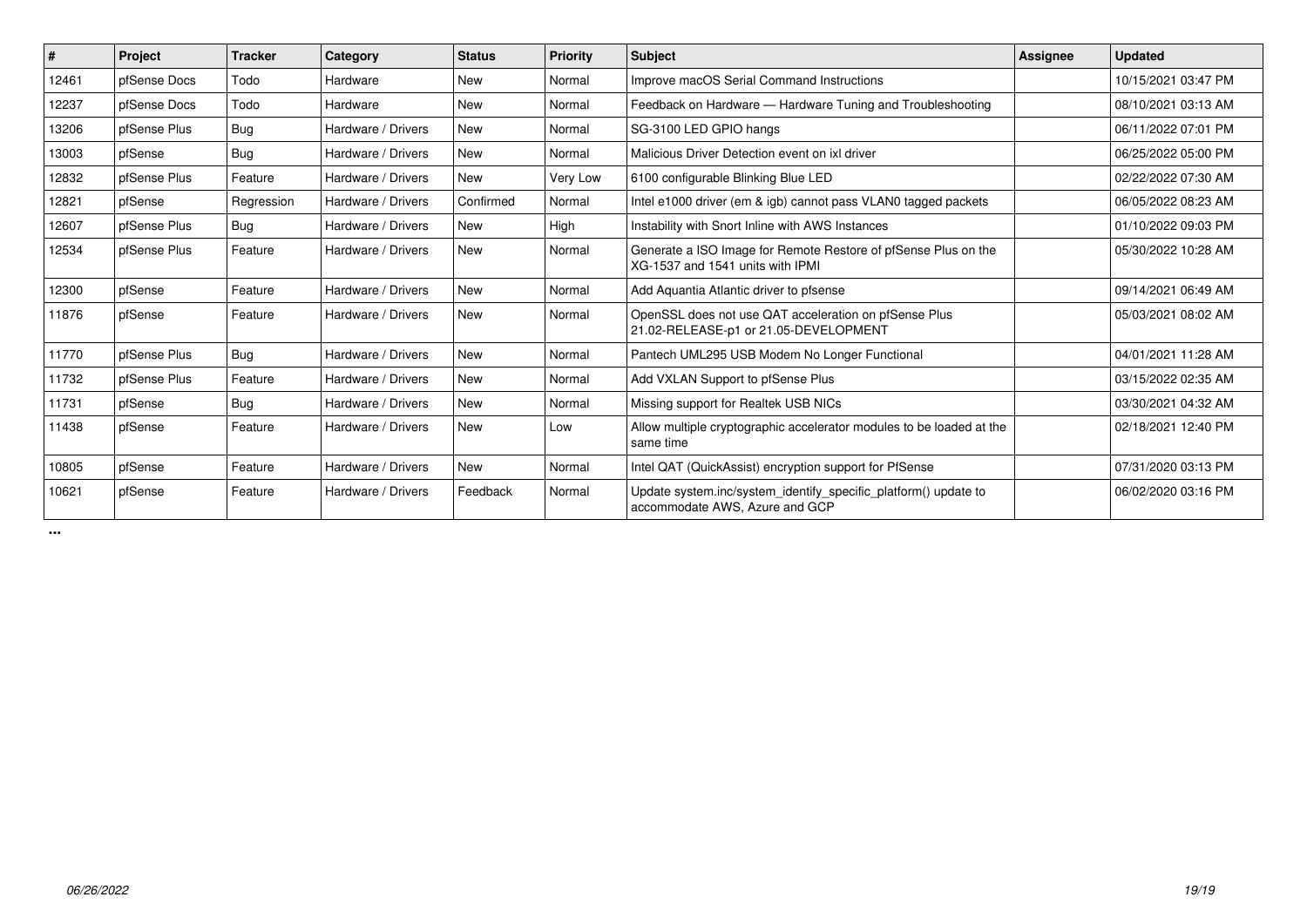| # | Project | Tracker | Category | Status | Priority | Subject | Assignee | Updated |
|---|---|---|---|---|---|---|---|---|
| 12461 | pfSense Docs | Todo | Hardware | New | Normal | Improve macOS Serial Command Instructions | | 10/15/2021 03:47 PM |
| 12237 | pfSense Docs | Todo | Hardware | New | Normal | Feedback on Hardware — Hardware Tuning and Troubleshooting | | 08/10/2021 03:13 AM |
| 13206 | pfSense Plus | Bug | Hardware / Drivers | New | Normal | SG-3100 LED GPIO hangs | | 06/11/2022 07:01 PM |
| 13003 | pfSense | Bug | Hardware / Drivers | New | Normal | Malicious Driver Detection event on ixl driver | | 06/25/2022 05:00 PM |
| 12832 | pfSense Plus | Feature | Hardware / Drivers | New | Very Low | 6100 configurable Blinking Blue LED | | 02/22/2022 07:30 AM |
| 12821 | pfSense | Regression | Hardware / Drivers | Confirmed | Normal | Intel e1000 driver (em & igb) cannot pass VLAN0 tagged packets | | 06/05/2022 08:23 AM |
| 12607 | pfSense Plus | Bug | Hardware / Drivers | New | High | Instability with Snort Inline with AWS Instances | | 01/10/2022 09:03 PM |
| 12534 | pfSense Plus | Feature | Hardware / Drivers | New | Normal | Generate a ISO Image for Remote Restore of pfSense Plus on the XG-1537 and 1541 units with IPMI | | 05/30/2022 10:28 AM |
| 12300 | pfSense | Feature | Hardware / Drivers | New | Normal | Add Aquantia Atlantic driver to pfsense | | 09/14/2021 06:49 AM |
| 11876 | pfSense | Feature | Hardware / Drivers | New | Normal | OpenSSL does not use QAT acceleration on pfSense Plus 21.02-RELEASE-p1 or 21.05-DEVELOPMENT | | 05/03/2021 08:02 AM |
| 11770 | pfSense Plus | Bug | Hardware / Drivers | New | Normal | Pantech UML295 USB Modem No Longer Functional | | 04/01/2021 11:28 AM |
| 11732 | pfSense Plus | Feature | Hardware / Drivers | New | Normal | Add VXLAN Support to pfSense Plus | | 03/15/2022 02:35 AM |
| 11731 | pfSense | Bug | Hardware / Drivers | New | Normal | Missing support for Realtek USB NICs | | 03/30/2021 04:32 AM |
| 11438 | pfSense | Feature | Hardware / Drivers | New | Low | Allow multiple cryptographic accelerator modules to be loaded at the same time | | 02/18/2021 12:40 PM |
| 10805 | pfSense | Feature | Hardware / Drivers | New | Normal | Intel QAT (QuickAssist) encryption support for PfSense | | 07/31/2020 03:13 PM |
| 10621 | pfSense | Feature | Hardware / Drivers | Feedback | Normal | Update system.inc/system_identify_specific_platform() update to accommodate AWS, Azure and GCP | | 06/02/2020 03:16 PM |

...